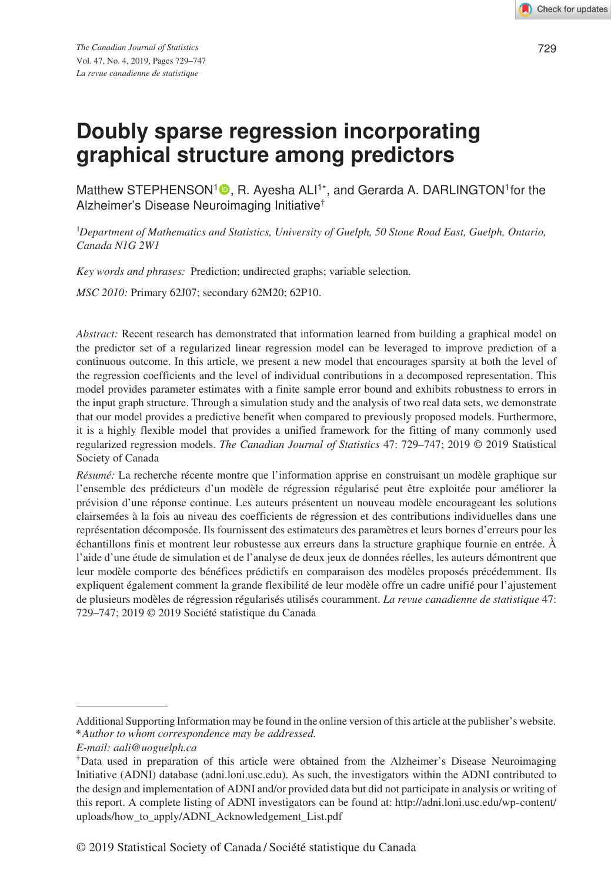# Doubly sparse regression incorporating graphical structure among predictors

Matthew STEPHENSON[1], R. Ayesha ALI[1*], and Gerarda A. DARLINGTON[1] for the Alzheimer's Disease Neuroimaging Initiative[†]

[1] *Department of Mathematics and Statistics, University of Guelph, 50 Stone Road East, Guelph, Ontario, Canada N1G 2W1*

*Key words and phrases:* Prediction; undirected graphs; variable selection.

*MSC 2010:* Primary 62J07; secondary 62M20; 62P10.

*Abstract:* Recent research has demonstrated that information learned from building a graphical model on the predictor set of a regularized linear regression model can be leveraged to improve prediction of a continuous outcome. In this article, we present a new model that encourages sparsity at both the level of the regression coefficients and the level of individual contributions in a decomposed representation. This model provides parameter estimates with a finite sample error bound and exhibits robustness to errors in the input graph structure. Through a simulation study and the analysis of two real data sets, we demonstrate that our model provides a predictive benefit when compared to previously proposed models. Furthermore, it is a highly flexible model that provides a unified framework for the fitting of many commonly used regularized regression models. *The Canadian Journal of Statistics* 47: 729–747; 2019 © 2019 Statistical Society of Canada

*Résumé:* La recherche récente montre que l'information apprise en construisant un modèle graphique sur l'ensemble des prédicteurs d'un modèle de régression régularisé peut être exploitée pour améliorer la prévision d'une réponse continue. Les auteurs présentent un nouveau modèle encourageant les solutions clairsemées à la fois au niveau des coefficients de régression et des contributions individuelles dans une représentation décomposée. Ils fournissent des estimateurs des paramètres et leurs bornes d'erreurs pour les échantillons finis et montrent leur robustesse aux erreurs dans la structure graphique fournie en entrée. À l'aide d'une étude de simulation et de l'analyse de deux jeux de données réelles, les auteurs démontrent que leur modèle comporte des bénéfices prédictifs en comparaison des modèles proposés précédemment. Ils expliquent également comment la grande flexibilité de leur modèle offre un cadre unifié pour l'ajustement de plusieurs modèles de régression régularisés utilisés couramment. *La revue canadienne de statistique* 47: 729–747; 2019 © 2019 Société statistique du Canada

---

Additional Supporting Information may be found in the online version of this article at the publisher's website.

\* *Author to whom correspondence may be addressed.*

*E-mail: aali@uoguelph.ca*

[†] Data used in preparation of this article were obtained from the Alzheimer's Disease Neuroimaging Initiative (ADNI) database (adni.loni.usc.edu). As such, the investigators within the ADNI contributed to the design and implementation of ADNI and/or provided data but did not participate in analysis or writing of this report. A complete listing of ADNI investigators can be found at: http://adni.loni.usc.edu/wp-content/uploads/how_to_apply/ADNI_Acknowledgement_List.pdf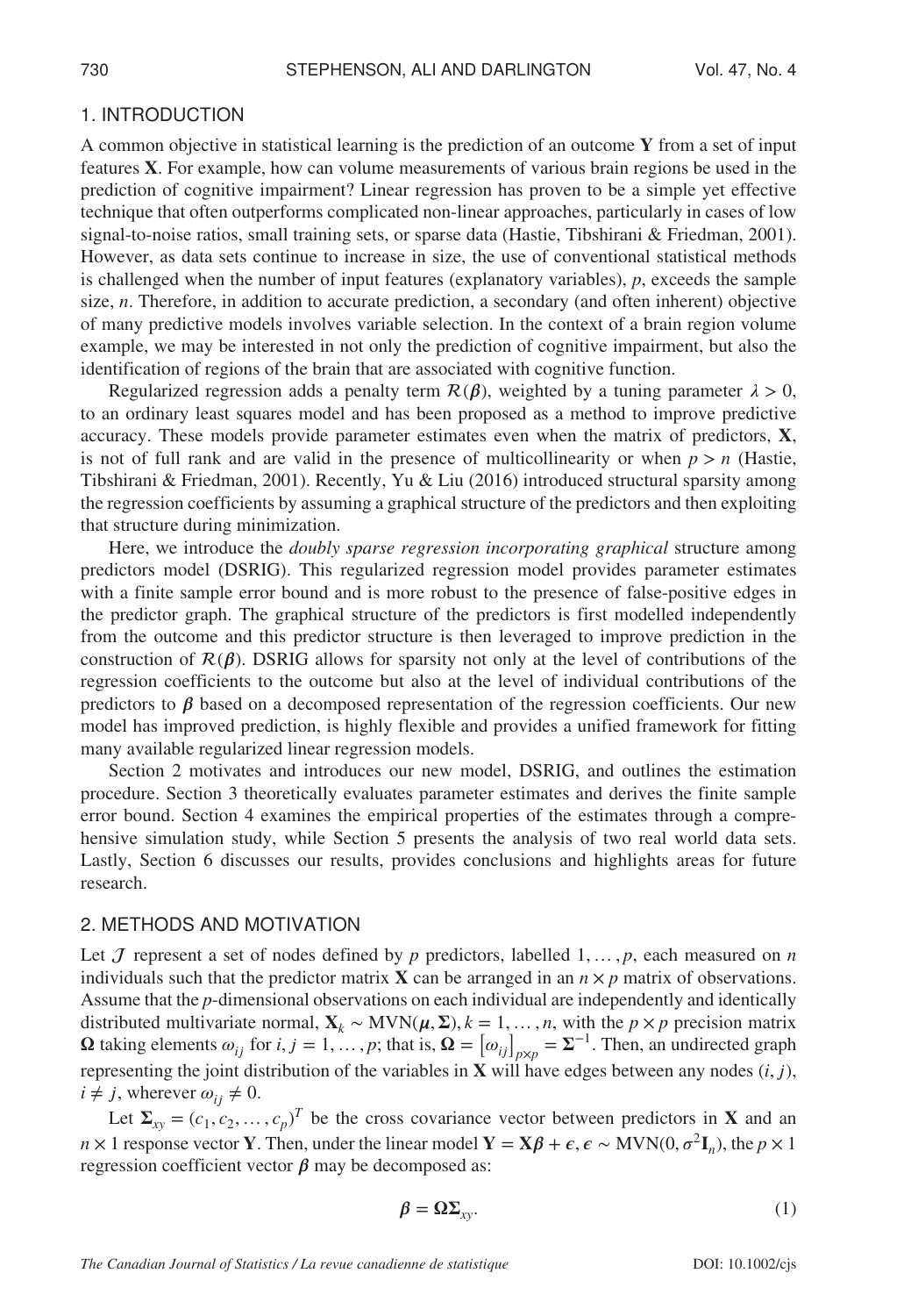## 1. INTRODUCTION

A common objective in statistical learning is the prediction of an outcome $\mathbf{Y}$ from a set of input features $\mathbf{X}$. For example, how can volume measurements of various brain regions be used in the prediction of cognitive impairment? Linear regression has proven to be a simple yet effective technique that often outperforms complicated non-linear approaches, particularly in cases of low signal-to-noise ratios, small training sets, or sparse data (Hastie, Tibshirani & Friedman, 2001). However, as data sets continue to increase in size, the use of conventional statistical methods is challenged when the number of input features (explanatory variables), $p$, exceeds the sample size, $n$. Therefore, in addition to accurate prediction, a secondary (and often inherent) objective of many predictive models involves variable selection. In the context of a brain region volume example, we may be interested in not only the prediction of cognitive impairment, but also the identification of regions of the brain that are associated with cognitive function.

Regularized regression adds a penalty term $\mathcal{R}(\boldsymbol{\beta})$, weighted by a tuning parameter $\lambda > 0$, to an ordinary least squares model and has been proposed as a method to improve predictive accuracy. These models provide parameter estimates even when the matrix of predictors, $\mathbf{X}$, is not of full rank and are valid in the presence of multicollinearity or when $p > n$ (Hastie, Tibshirani & Friedman, 2001). Recently, Yu & Liu (2016) introduced structural sparsity among the regression coefficients by assuming a graphical structure of the predictors and then exploiting that structure during minimization.

Here, we introduce the *doubly sparse regression incorporating graphical* structure among predictors model (DSRIG). This regularized regression model provides parameter estimates with a finite sample error bound and is more robust to the presence of false-positive edges in the predictor graph. The graphical structure of the predictors is first modelled independently from the outcome and this predictor structure is then leveraged to improve prediction in the construction of $\mathcal{R}(\boldsymbol{\beta})$. DSRIG allows for sparsity not only at the level of contributions of the regression coefficients to the outcome but also at the level of individual contributions of the predictors to $\boldsymbol{\beta}$ based on a decomposed representation of the regression coefficients. Our new model has improved prediction, is highly flexible and provides a unified framework for fitting many available regularized linear regression models.

Section 2 motivates and introduces our new model, DSRIG, and outlines the estimation procedure. Section 3 theoretically evaluates parameter estimates and derives the finite sample error bound. Section 4 examines the empirical properties of the estimates through a comprehensive simulation study, while Section 5 presents the analysis of two real world data sets. Lastly, Section 6 discusses our results, provides conclusions and highlights areas for future research.

## 2. METHODS AND MOTIVATION

Let $\mathcal{J}$ represent a set of nodes defined by $p$ predictors, labelled $1, \ldots, p$, each measured on $n$ individuals such that the predictor matrix $\mathbf{X}$ can be arranged in an $n \times p$ matrix of observations. Assume that the $p$-dimensional observations on each individual are independently and identically distributed multivariate normal, $\mathbf{X}_k \sim \text{MVN}(\boldsymbol{\mu}, \boldsymbol{\Sigma}), k = 1, \ldots, n$, with the $p \times p$ precision matrix $\boldsymbol{\Omega}$ taking elements $\omega_{ij}$ for $i, j = 1, \ldots, p$; that is, $\boldsymbol{\Omega} = \left[\omega_{ij}\right]_{p \times p} = \boldsymbol{\Sigma}^{-1}$. Then, an undirected graph representing the joint distribution of the variables in $\mathbf{X}$ will have edges between any nodes $(i, j)$, $i \neq j$, wherever $\omega_{ij} \neq 0$.

Let $\boldsymbol{\Sigma}_{xy} = (c_1, c_2, \ldots, c_p)^T$ be the cross covariance vector between predictors in $\mathbf{X}$ and an $n \times 1$ response vector $\mathbf{Y}$. Then, under the linear model $\mathbf{Y} = \mathbf{X}\boldsymbol{\beta} + \boldsymbol{\epsilon}, \boldsymbol{\epsilon} \sim \text{MVN}(0, \sigma^2 \mathbf{I}_n)$, the $p \times 1$ regression coefficient vector $\boldsymbol{\beta}$ may be decomposed as:

$$\boldsymbol{\beta} = \boldsymbol{\Omega}\boldsymbol{\Sigma}_{xy}. \tag{1}$$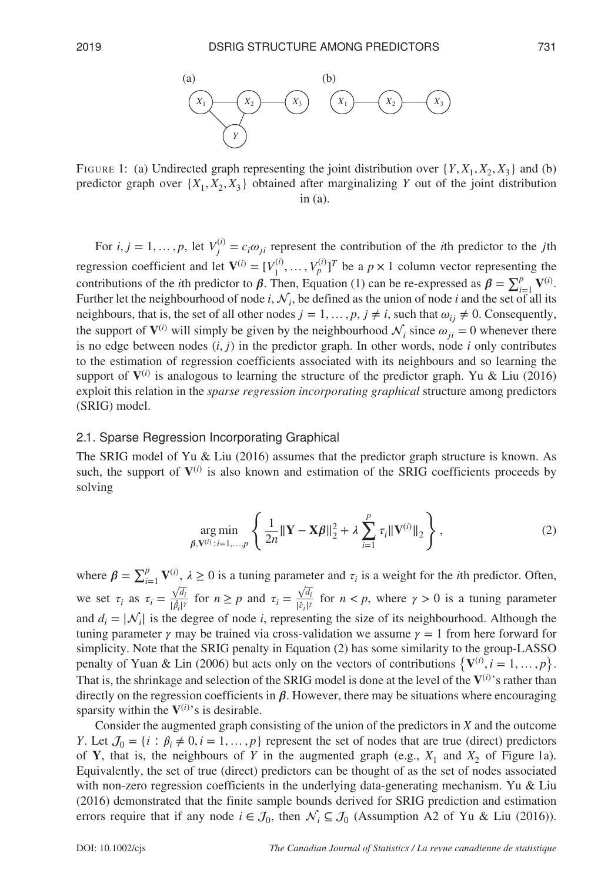FIGURE 1: (a) Undirected graph representing the joint distribution over $\{Y, X_1, X_2, X_3\}$ and (b) predictor graph over $\{X_1, X_2, X_3\}$ obtained after marginalizing $Y$ out of the joint distribution in (a).

For $i, j = 1, \ldots, p$, let $V_j^{(i)} = c_i \omega_{ji}$ represent the contribution of the $i$th predictor to the $j$th regression coefficient and let $\mathbf{V}^{(i)} = [V_1^{(i)}, \ldots, V_p^{(i)}]^T$ be a $p \times 1$ column vector representing the contributions of the $i$th predictor to $\boldsymbol{\beta}$. Then, Equation (1) can be re-expressed as $\boldsymbol{\beta} = \sum_{i=1}^{p} \mathbf{V}^{(i)}$. Further let the neighbourhood of node $i$, $\mathcal{N}_i$, be defined as the union of node $i$ and the set of all its neighbours, that is, the set of all other nodes $j = 1, \ldots, p$, $j \neq i$, such that $\omega_{ij} \neq 0$. Consequently, the support of $\mathbf{V}^{(i)}$ will simply be given by the neighbourhood $\mathcal{N}_i$ since $\omega_{ji} = 0$ whenever there is no edge between nodes $(i, j)$ in the predictor graph. In other words, node $i$ only contributes to the estimation of regression coefficients associated with its neighbours and so learning the support of $\mathbf{V}^{(i)}$ is analogous to learning the structure of the predictor graph. Yu & Liu (2016) exploit this relation in the *sparse regression incorporating graphical* structure among predictors (SRIG) model.

## 2.1. Sparse Regression Incorporating Graphical

The SRIG model of Yu & Liu (2016) assumes that the predictor graph structure is known. As such, the support of $\mathbf{V}^{(i)}$ is also known and estimation of the SRIG coefficients proceeds by solving

$$\underset{\boldsymbol{\beta}, \mathbf{V}^{(i)}:i=1,\ldots,p}{\arg\min} \left\{ \frac{1}{2n} \|\mathbf{Y} - \mathbf{X}\boldsymbol{\beta}\|_2^2 + \lambda \sum_{i=1}^{p} \tau_i \|\mathbf{V}^{(i)}\|_2 \right\}, \tag{2}$$

where $\boldsymbol{\beta} = \sum_{i=1}^{p} \mathbf{V}^{(i)}$, $\lambda \geq 0$ is a tuning parameter and $\tau_i$ is a weight for the $i$th predictor. Often, we set $\tau_i$ as $\tau_i = \frac{\sqrt{d_i}}{|\hat{\beta}_i|^{\gamma}}$ for $n \geq p$ and $\tau_i = \frac{\sqrt{d_i}}{|\hat{c}_i|^{\gamma}}$ for $n < p$, where $\gamma > 0$ is a tuning parameter and $d_i = |\mathcal{N}_i|$ is the degree of node $i$, representing the size of its neighbourhood. Although the tuning parameter $\gamma$ may be trained via cross-validation we assume $\gamma = 1$ from here forward for simplicity. Note that the SRIG penalty in Equation (2) has some similarity to the group-LASSO penalty of Yuan & Lin (2006) but acts only on the vectors of contributions $\{\mathbf{V}^{(i)}, i = 1, \ldots, p\}$. That is, the shrinkage and selection of the SRIG model is done at the level of the $\mathbf{V}^{(i)}$'s rather than directly on the regression coefficients in $\boldsymbol{\beta}$. However, there may be situations where encouraging sparsity within the $\mathbf{V}^{(i)}$'s is desirable.

Consider the augmented graph consisting of the union of the predictors in $X$ and the outcome $Y$. Let $\mathcal{J}_0 = \{i : \beta_i \neq 0, i = 1, \ldots, p\}$ represent the set of nodes that are true (direct) predictors of $\mathbf{Y}$, that is, the neighbours of $Y$ in the augmented graph (e.g., $X_1$ and $X_2$ of Figure 1a). Equivalently, the set of true (direct) predictors can be thought of as the set of nodes associated with non-zero regression coefficients in the underlying data-generating mechanism. Yu & Liu (2016) demonstrated that the finite sample bounds derived for SRIG prediction and estimation errors require that if any node $i \in \mathcal{J}_0$, then $\mathcal{N}_i \subseteq \mathcal{J}_0$ (Assumption A2 of Yu & Liu (2016)).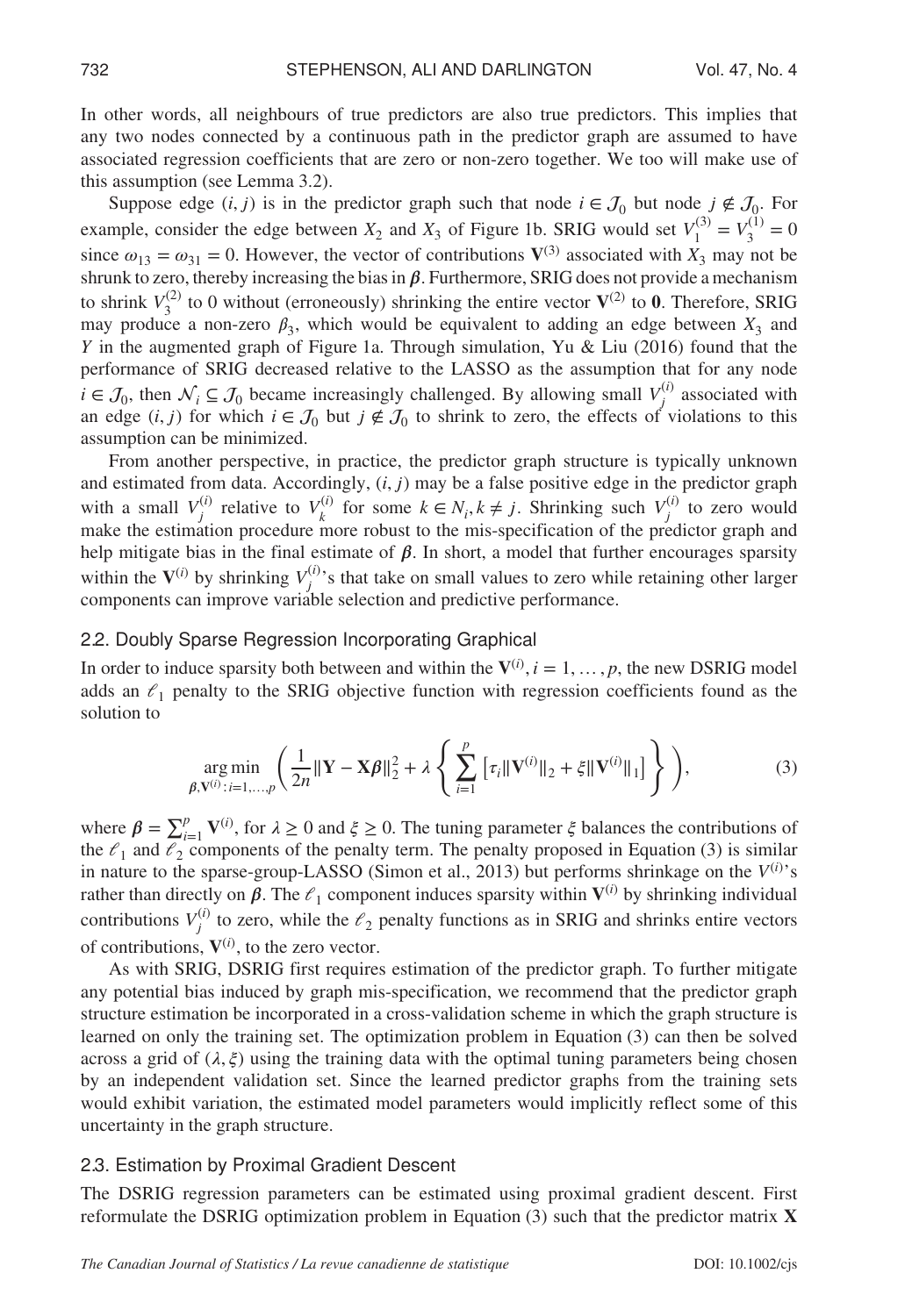In other words, all neighbours of true predictors are also true predictors. This implies that any two nodes connected by a continuous path in the predictor graph are assumed to have associated regression coefficients that are zero or non-zero together. We too will make use of this assumption (see Lemma 3.2).

Suppose edge $(i, j)$ is in the predictor graph such that node $i \in \mathcal{J}_0$ but node $j \notin \mathcal{J}_0$. For example, consider the edge between $X_2$ and $X_3$ of Figure 1b. SRIG would set $V_1^{(3)} = V_3^{(1)} = 0$ since $\omega_{13} = \omega_{31} = 0$. However, the vector of contributions $\mathbf{V}^{(3)}$ associated with $X_3$ may not be shrunk to zero, thereby increasing the bias in $\boldsymbol{\beta}$. Furthermore, SRIG does not provide a mechanism to shrink $V_3^{(2)}$ to 0 without (erroneously) shrinking the entire vector $\mathbf{V}^{(2)}$ to $\mathbf{0}$. Therefore, SRIG may produce a non-zero $\beta_3$, which would be equivalent to adding an edge between $X_3$ and $Y$ in the augmented graph of Figure 1a. Through simulation, Yu & Liu (2016) found that the performance of SRIG decreased relative to the LASSO as the assumption that for any node $i \in \mathcal{J}_0$, then $\mathcal{N}_i \subseteq \mathcal{J}_0$ became increasingly challenged. By allowing small $V_j^{(i)}$ associated with an edge $(i, j)$ for which $i \in \mathcal{J}_0$ but $j \notin \mathcal{J}_0$ to shrink to zero, the effects of violations to this assumption can be minimized.

From another perspective, in practice, the predictor graph structure is typically unknown and estimated from data. Accordingly, $(i, j)$ may be a false positive edge in the predictor graph with a small $V_j^{(i)}$ relative to $V_k^{(i)}$ for some $k \in N_i, k \neq j$. Shrinking such $V_j^{(i)}$ to zero would make the estimation procedure more robust to the mis-specification of the predictor graph and help mitigate bias in the final estimate of $\boldsymbol{\beta}$. In short, a model that further encourages sparsity within the $\mathbf{V}^{(i)}$ by shrinking $V_j^{(i)}$'s that take on small values to zero while retaining other larger components can improve variable selection and predictive performance.

## 2.2. Doubly Sparse Regression Incorporating Graphical

In order to induce sparsity both between and within the $\mathbf{V}^{(i)}, i = 1, \ldots, p$, the new DSRIG model adds an $\ell_1$ penalty to the SRIG objective function with regression coefficients found as the solution to

$$\underset{\boldsymbol{\beta}, \mathbf{V}^{(i)}: i=1,\ldots,p}{\arg\min} \left( \frac{1}{2n} \|\mathbf{Y} - \mathbf{X}\boldsymbol{\beta}\|_2^2 + \lambda \left\{ \sum_{i=1}^{p} \left[ \tau_i \|\mathbf{V}^{(i)}\|_2 + \xi \|\mathbf{V}^{(i)}\|_1 \right] \right\} \right), \tag{3}$$

where $\boldsymbol{\beta} = \sum_{i=1}^{p} \mathbf{V}^{(i)}$, for $\lambda \geq 0$ and $\xi \geq 0$. The tuning parameter $\xi$ balances the contributions of the $\ell_1$ and $\ell_2$ components of the penalty term. The penalty proposed in Equation (3) is similar in nature to the sparse-group-LASSO (Simon et al., 2013) but performs shrinkage on the $V^{(i)}$'s rather than directly on $\boldsymbol{\beta}$. The $\ell_1$ component induces sparsity within $\mathbf{V}^{(i)}$ by shrinking individual contributions $V_j^{(i)}$ to zero, while the $\ell_2$ penalty functions as in SRIG and shrinks entire vectors of contributions, $\mathbf{V}^{(i)}$, to the zero vector.

As with SRIG, DSRIG first requires estimation of the predictor graph. To further mitigate any potential bias induced by graph mis-specification, we recommend that the predictor graph structure estimation be incorporated in a cross-validation scheme in which the graph structure is learned on only the training set. The optimization problem in Equation (3) can then be solved across a grid of $(\lambda, \xi)$ using the training data with the optimal tuning parameters being chosen by an independent validation set. Since the learned predictor graphs from the training sets would exhibit variation, the estimated model parameters would implicitly reflect some of this uncertainty in the graph structure.

## 2.3. Estimation by Proximal Gradient Descent

The DSRIG regression parameters can be estimated using proximal gradient descent. First reformulate the DSRIG optimization problem in Equation (3) such that the predictor matrix $\mathbf{X}$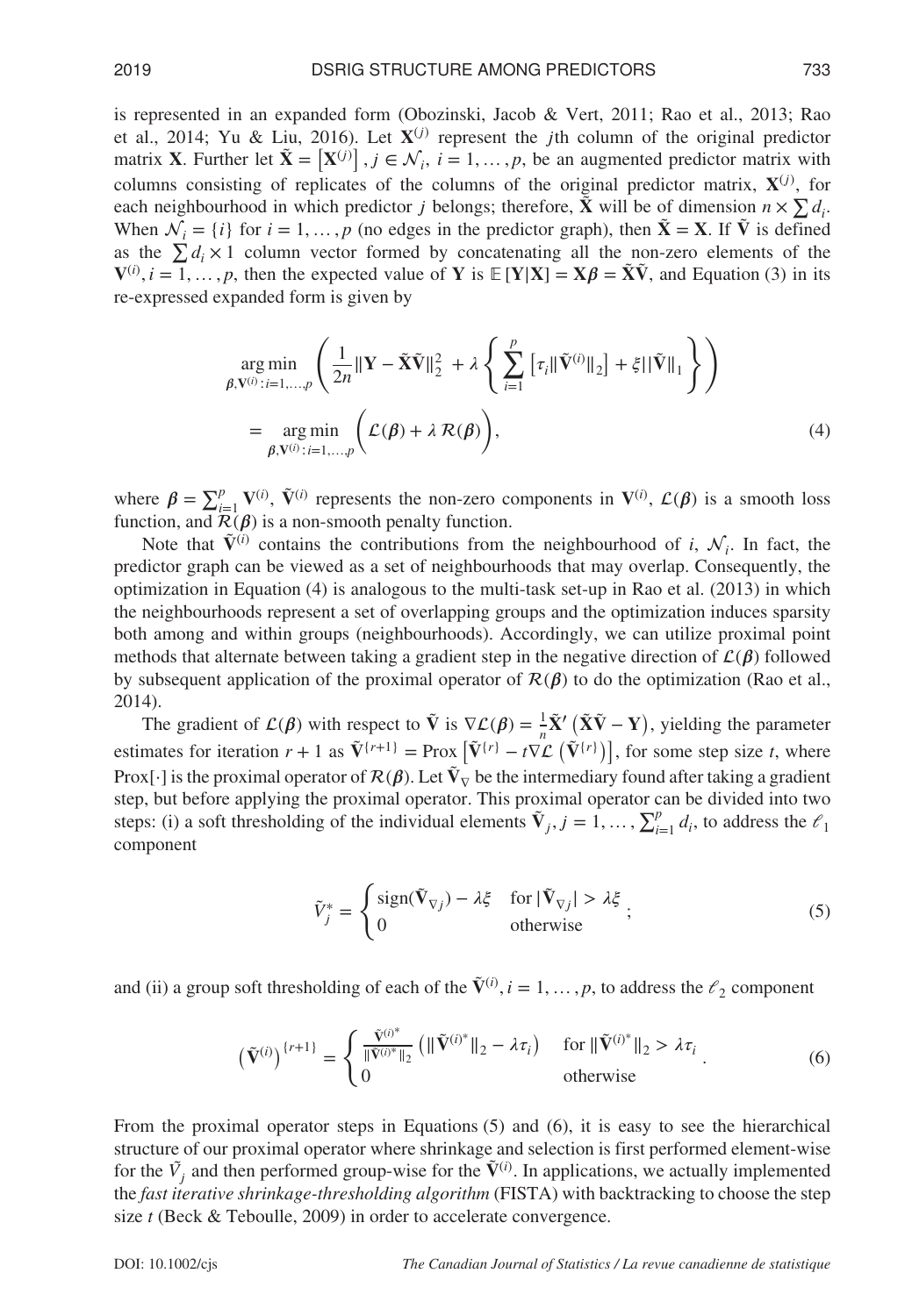is represented in an expanded form (Obozinski, Jacob & Vert, 2011; Rao et al., 2013; Rao et al., 2014; Yu & Liu, 2016). Let $\mathbf{X}^{(j)}$ represent the $j$th column of the original predictor matrix $\mathbf{X}$. Further let $\tilde{\mathbf{X}} = \left[\mathbf{X}^{(j)}\right], j \in \mathcal{N}_i,\ i = 1, \ldots, p$, be an augmented predictor matrix with columns consisting of replicates of the columns of the original predictor matrix, $\mathbf{X}^{(j)}$, for each neighbourhood in which predictor $j$ belongs; therefore, $\tilde{\mathbf{X}}$ will be of dimension $n \times \sum d_i$. When $\mathcal{N}_i = \{i\}$ for $i = 1, \ldots, p$ (no edges in the predictor graph), then $\tilde{\mathbf{X}} = \mathbf{X}$. If $\tilde{\mathbf{V}}$ is defined as the $\sum d_i \times 1$ column vector formed by concatenating all the non-zero elements of the $\mathbf{V}^{(i)}, i = 1, \ldots, p$, then the expected value of $\mathbf{Y}$ is $\mathbb{E}\left[\mathbf{Y}|\mathbf{X}\right] = \mathbf{X}\boldsymbol{\beta} = \tilde{\mathbf{X}}\tilde{\mathbf{V}}$, and Equation (3) in its re-expressed expanded form is given by

$$
\begin{aligned}
&\underset{\boldsymbol{\beta}, \mathbf{V}^{(i)}: i=1,\ldots,p}{\arg\min} \left( \frac{1}{2n} \|\mathbf{Y} - \tilde{\mathbf{X}}\tilde{\mathbf{V}}\|_2^2 + \lambda \left\{ \sum_{i=1}^{p} \left[\tau_i \|\tilde{\mathbf{V}}^{(i)}\|_2\right] + \xi ||\tilde{\mathbf{V}}||_1 \right\} \right) \\
&= \underset{\boldsymbol{\beta}, \mathbf{V}^{(i)}: i=1,\ldots,p}{\arg\min} \left( \mathcal{L}(\boldsymbol{\beta}) + \lambda\, \mathcal{R}(\boldsymbol{\beta}) \right), \qquad (4)
\end{aligned}
$$

where $\boldsymbol{\beta} = \sum_{i=1}^{p} \mathbf{V}^{(i)}$, $\tilde{\mathbf{V}}^{(i)}$ represents the non-zero components in $\mathbf{V}^{(i)}$, $\mathcal{L}(\boldsymbol{\beta})$ is a smooth loss function, and $\mathcal{R}(\boldsymbol{\beta})$ is a non-smooth penalty function.

Note that $\tilde{\mathbf{V}}^{(i)}$ contains the contributions from the neighbourhood of $i$, $\mathcal{N}_i$. In fact, the predictor graph can be viewed as a set of neighbourhoods that may overlap. Consequently, the optimization in Equation (4) is analogous to the multi-task set-up in Rao et al. (2013) in which the neighbourhoods represent a set of overlapping groups and the optimization induces sparsity both among and within groups (neighbourhoods). Accordingly, we can utilize proximal point methods that alternate between taking a gradient step in the negative direction of $\mathcal{L}(\boldsymbol{\beta})$ followed by subsequent application of the proximal operator of $\mathcal{R}(\boldsymbol{\beta})$ to do the optimization (Rao et al., 2014).

The gradient of $\mathcal{L}(\boldsymbol{\beta})$ with respect to $\tilde{\mathbf{V}}$ is $\nabla\mathcal{L}(\boldsymbol{\beta}) = \frac{1}{n}\tilde{\mathbf{X}}'\left(\tilde{\mathbf{X}}\tilde{\mathbf{V}} - \mathbf{Y}\right)$, yielding the parameter estimates for iteration $r+1$ as $\tilde{\mathbf{V}}^{\{r+1\}} = \text{Prox}\left[\tilde{\mathbf{V}}^{\{r\}} - t\nabla\mathcal{L}\left(\tilde{\mathbf{V}}^{\{r\}}\right)\right]$, for some step size $t$, where Prox$[\cdot]$ is the proximal operator of $\mathcal{R}(\boldsymbol{\beta})$. Let $\tilde{\mathbf{V}}_\nabla$ be the intermediary found after taking a gradient step, but before applying the proximal operator. This proximal operator can be divided into two steps: (i) a soft thresholding of the individual elements $\tilde{\mathbf{V}}_j, j = 1, \ldots, \sum_{i=1}^{p} d_i$, to address the $\ell_1$ component

$$
\tilde{V}_j^* = \begin{cases} \text{sign}(\tilde{\mathbf{V}}_{\nabla j}) - \lambda\xi & \text{for } |\tilde{\mathbf{V}}_{\nabla j}| > \lambda\xi \\ 0 & \text{otherwise} \end{cases}; \qquad (5)
$$

and (ii) a group soft thresholding of each of the $\tilde{\mathbf{V}}^{(i)}, i = 1, \ldots, p$, to address the $\ell_2$ component

$$
\left(\tilde{\mathbf{V}}^{(i)}\right)^{\{r+1\}} = \begin{cases} \frac{\tilde{\mathbf{V}}^{(i)^*}}{\|\tilde{\mathbf{V}}^{(i)^*}\|_2}\left(\|\tilde{\mathbf{V}}^{(i)^*}\|_2 - \lambda\tau_i\right) & \text{for } \|\tilde{\mathbf{V}}^{(i)^*}\|_2 > \lambda\tau_i \\ 0 & \text{otherwise} \end{cases}. \qquad (6)
$$

From the proximal operator steps in Equations (5) and (6), it is easy to see the hierarchical structure of our proximal operator where shrinkage and selection is first performed element-wise for the $\tilde{V}_j$ and then performed group-wise for the $\tilde{\mathbf{V}}^{(i)}$. In applications, we actually implemented the *fast iterative shrinkage-thresholding algorithm* (FISTA) with backtracking to choose the step size $t$ (Beck & Teboulle, 2009) in order to accelerate convergence.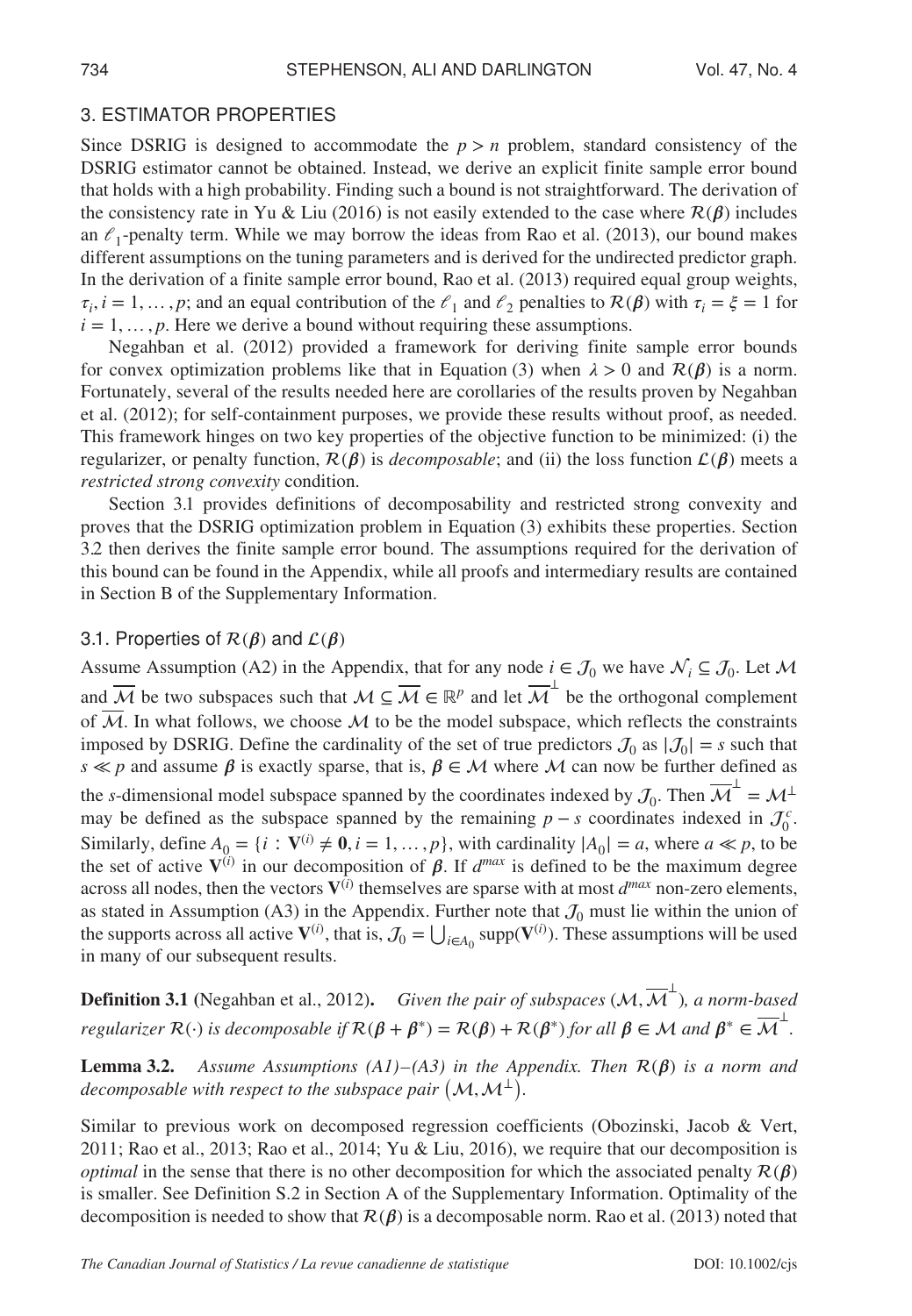## 3. ESTIMATOR PROPERTIES

Since DSRIG is designed to accommodate the $p > n$ problem, standard consistency of the DSRIG estimator cannot be obtained. Instead, we derive an explicit finite sample error bound that holds with a high probability. Finding such a bound is not straightforward. The derivation of the consistency rate in Yu & Liu (2016) is not easily extended to the case where $\mathcal{R}(\boldsymbol{\beta})$ includes an $\ell_1$-penalty term. While we may borrow the ideas from Rao et al. (2013), our bound makes different assumptions on the tuning parameters and is derived for the undirected predictor graph. In the derivation of a finite sample error bound, Rao et al. (2013) required equal group weights, $\tau_i, i = 1, \ldots, p$; and an equal contribution of the $\ell_1$ and $\ell_2$ penalties to $\mathcal{R}(\boldsymbol{\beta})$ with $\tau_i = \xi = 1$ for $i = 1, \ldots, p$. Here we derive a bound without requiring these assumptions.

Negahban et al. (2012) provided a framework for deriving finite sample error bounds for convex optimization problems like that in Equation (3) when $\lambda > 0$ and $\mathcal{R}(\boldsymbol{\beta})$ is a norm. Fortunately, several of the results needed here are corollaries of the results proven by Negahban et al. (2012); for self-containment purposes, we provide these results without proof, as needed. This framework hinges on two key properties of the objective function to be minimized: (i) the regularizer, or penalty function, $\mathcal{R}(\boldsymbol{\beta})$ is *decomposable*; and (ii) the loss function $\mathcal{L}(\boldsymbol{\beta})$ meets a *restricted strong convexity* condition.

Section 3.1 provides definitions of decomposability and restricted strong convexity and proves that the DSRIG optimization problem in Equation (3) exhibits these properties. Section 3.2 then derives the finite sample error bound. The assumptions required for the derivation of this bound can be found in the Appendix, while all proofs and intermediary results are contained in Section B of the Supplementary Information.

### 3.1. Properties of $\mathcal{R}(\boldsymbol{\beta})$ and $\mathcal{L}(\boldsymbol{\beta})$

Assume Assumption (A2) in the Appendix, that for any node $i \in \mathcal{J}_0$ we have $\mathcal{N}_i \subseteq \mathcal{J}_0$. Let $\mathcal{M}$ and $\overline{\mathcal{M}}$ be two subspaces such that $\mathcal{M} \subseteq \overline{\mathcal{M}} \in \mathbb{R}^p$ and let $\overline{\mathcal{M}}^{\perp}$ be the orthogonal complement of $\overline{\mathcal{M}}$. In what follows, we choose $\mathcal{M}$ to be the model subspace, which reflects the constraints imposed by DSRIG. Define the cardinality of the set of true predictors $\mathcal{J}_0$ as $|\mathcal{J}_0| = s$ such that $s \ll p$ and assume $\boldsymbol{\beta}$ is exactly sparse, that is, $\boldsymbol{\beta} \in \mathcal{M}$ where $\mathcal{M}$ can now be further defined as the $s$-dimensional model subspace spanned by the coordinates indexed by $\mathcal{J}_0$. Then $\overline{\mathcal{M}}^{\perp} = \mathcal{M}^{\perp}$ may be defined as the subspace spanned by the remaining $p - s$ coordinates indexed in $\mathcal{J}_0^c$. Similarly, define $A_0 = \{i : \mathbf{V}^{(i)} \neq \mathbf{0}, i = 1, \ldots, p\}$, with cardinality $|A_0| = a$, where $a \ll p$, to be the set of active $\mathbf{V}^{(i)}$ in our decomposition of $\boldsymbol{\beta}$. If $d^{max}$ is defined to be the maximum degree across all nodes, then the vectors $\mathbf{V}^{(i)}$ themselves are sparse with at most $d^{max}$ non-zero elements, as stated in Assumption (A3) in the Appendix. Further note that $\mathcal{J}_0$ must lie within the union of the supports across all active $\mathbf{V}^{(i)}$, that is, $\mathcal{J}_0 = \bigcup_{i \in A_0} \text{supp}(\mathbf{V}^{(i)})$. These assumptions will be used in many of our subsequent results.

**Definition 3.1** (Negahban et al., 2012). *Given the pair of subspaces $(\mathcal{M}, \overline{\mathcal{M}}^{\perp})$, a norm-based regularizer $\mathcal{R}(\cdot)$ is decomposable if $\mathcal{R}(\boldsymbol{\beta} + \boldsymbol{\beta}^*) = \mathcal{R}(\boldsymbol{\beta}) + \mathcal{R}(\boldsymbol{\beta}^*)$ for all $\boldsymbol{\beta} \in \mathcal{M}$ and $\boldsymbol{\beta}^* \in \overline{\mathcal{M}}^{\perp}$.*

**Lemma 3.2.** *Assume Assumptions (A1)–(A3) in the Appendix. Then $\mathcal{R}(\boldsymbol{\beta})$ is a norm and decomposable with respect to the subspace pair $(\mathcal{M}, \mathcal{M}^{\perp})$.*

Similar to previous work on decomposed regression coefficients (Obozinski, Jacob & Vert, 2011; Rao et al., 2013; Rao et al., 2014; Yu & Liu, 2016), we require that our decomposition is *optimal* in the sense that there is no other decomposition for which the associated penalty $\mathcal{R}(\boldsymbol{\beta})$ is smaller. See Definition S.2 in Section A of the Supplementary Information. Optimality of the decomposition is needed to show that $\mathcal{R}(\boldsymbol{\beta})$ is a decomposable norm. Rao et al. (2013) noted that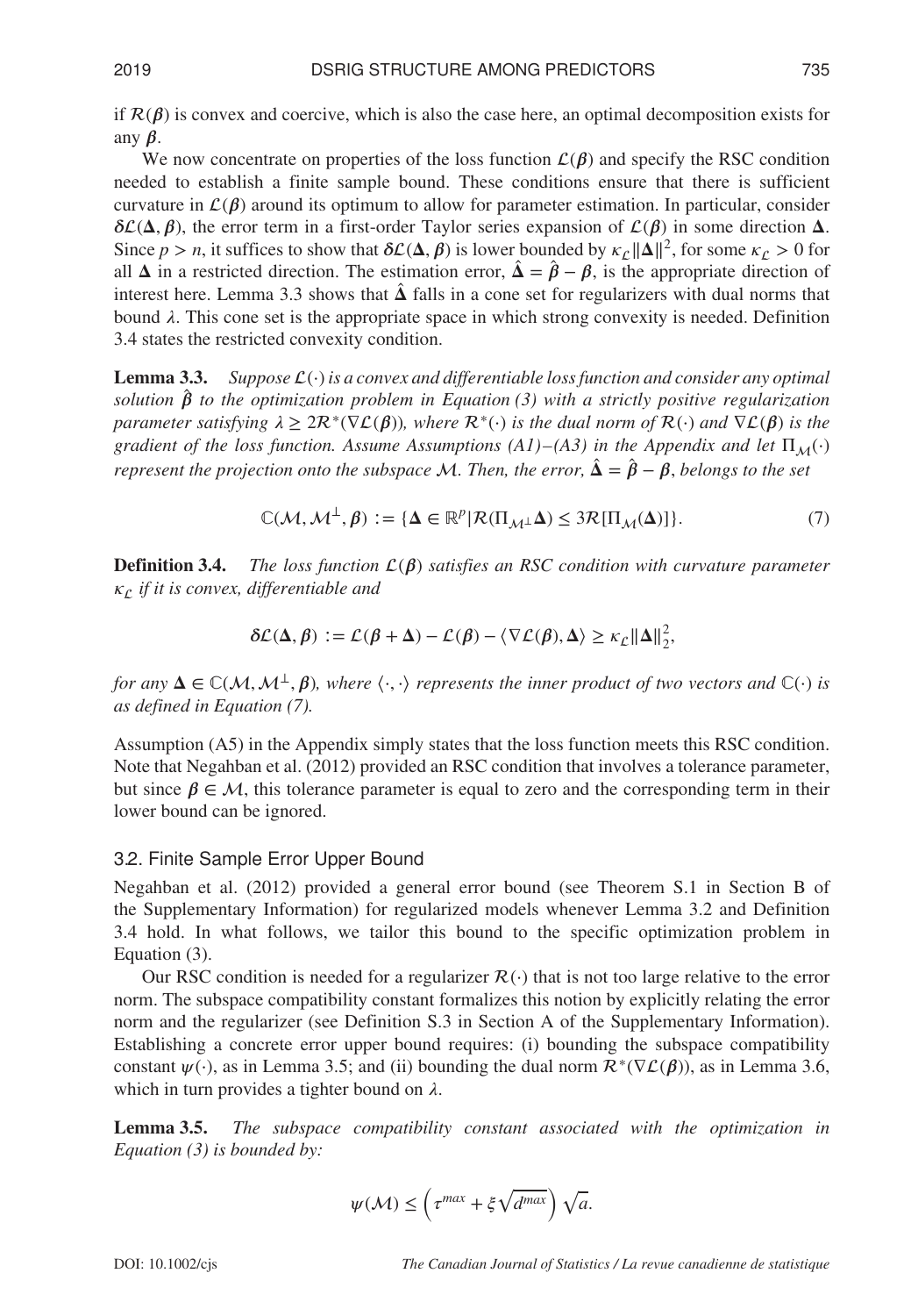if $\mathcal{R}(\boldsymbol{\beta})$ is convex and coercive, which is also the case here, an optimal decomposition exists for any $\boldsymbol{\beta}$.

We now concentrate on properties of the loss function $\mathcal{L}(\boldsymbol{\beta})$ and specify the RSC condition needed to establish a finite sample bound. These conditions ensure that there is sufficient curvature in $\mathcal{L}(\boldsymbol{\beta})$ around its optimum to allow for parameter estimation. In particular, consider $\boldsymbol{\delta}\mathcal{L}(\boldsymbol{\Delta}, \boldsymbol{\beta})$, the error term in a first-order Taylor series expansion of $\mathcal{L}(\boldsymbol{\beta})$ in some direction $\boldsymbol{\Delta}$. Since $p > n$, it suffices to show that $\boldsymbol{\delta}\mathcal{L}(\boldsymbol{\Delta}, \boldsymbol{\beta})$ is lower bounded by $\kappa_{\mathcal{L}}\|\boldsymbol{\Delta}\|^2$, for some $\kappa_{\mathcal{L}} > 0$ for all $\boldsymbol{\Delta}$ in a restricted direction. The estimation error, $\hat{\boldsymbol{\Delta}} = \hat{\boldsymbol{\beta}} - \boldsymbol{\beta}$, is the appropriate direction of interest here. Lemma 3.3 shows that $\hat{\boldsymbol{\Delta}}$ falls in a cone set for regularizers with dual norms that bound $\lambda$. This cone set is the appropriate space in which strong convexity is needed. Definition 3.4 states the restricted convexity condition.

**Lemma 3.3.** *Suppose $\mathcal{L}(\cdot)$ is a convex and differentiable loss function and consider any optimal solution $\hat{\boldsymbol{\beta}}$ to the optimization problem in Equation (3) with a strictly positive regularization parameter satisfying $\lambda \geq 2\mathcal{R}^*(\nabla\mathcal{L}(\boldsymbol{\beta}))$, where $\mathcal{R}^*(\cdot)$ is the dual norm of $\mathcal{R}(\cdot)$ and $\nabla\mathcal{L}(\boldsymbol{\beta})$ is the gradient of the loss function. Assume Assumptions (A1)–(A3) in the Appendix and let $\Pi_{\mathcal{M}}(\cdot)$ represent the projection onto the subspace $\mathcal{M}$. Then, the error, $\hat{\boldsymbol{\Delta}} = \hat{\boldsymbol{\beta}} - \boldsymbol{\beta}$, belongs to the set*

$$\mathbb{C}(\mathcal{M}, \mathcal{M}^{\perp}, \boldsymbol{\beta}) := \{\boldsymbol{\Delta} \in \mathbb{R}^p | \mathcal{R}(\Pi_{\mathcal{M}^{\perp}}\boldsymbol{\Delta}) \leq 3\mathcal{R}[\Pi_{\mathcal{M}}(\boldsymbol{\Delta})]\}. \tag{7}$$

**Definition 3.4.** *The loss function $\mathcal{L}(\boldsymbol{\beta})$ satisfies an RSC condition with curvature parameter $\kappa_{\mathcal{L}}$ if it is convex, differentiable and*

$$\boldsymbol{\delta}\mathcal{L}(\boldsymbol{\Delta}, \boldsymbol{\beta}) := \mathcal{L}(\boldsymbol{\beta} + \boldsymbol{\Delta}) - \mathcal{L}(\boldsymbol{\beta}) - \langle\nabla\mathcal{L}(\boldsymbol{\beta}), \boldsymbol{\Delta}\rangle \geq \kappa_{\mathcal{L}}\|\boldsymbol{\Delta}\|_2^2,$$

*for any $\boldsymbol{\Delta} \in \mathbb{C}(\mathcal{M}, \mathcal{M}^{\perp}, \boldsymbol{\beta})$, where $\langle\cdot,\cdot\rangle$ represents the inner product of two vectors and $\mathbb{C}(\cdot)$ is as defined in Equation (7).*

Assumption (A5) in the Appendix simply states that the loss function meets this RSC condition. Note that Negahban et al. (2012) provided an RSC condition that involves a tolerance parameter, but since $\boldsymbol{\beta} \in \mathcal{M}$, this tolerance parameter is equal to zero and the corresponding term in their lower bound can be ignored.

### 3.2. Finite Sample Error Upper Bound

Negahban et al. (2012) provided a general error bound (see Theorem S.1 in Section B of the Supplementary Information) for regularized models whenever Lemma 3.2 and Definition 3.4 hold. In what follows, we tailor this bound to the specific optimization problem in Equation (3).

Our RSC condition is needed for a regularizer $\mathcal{R}(\cdot)$ that is not too large relative to the error norm. The subspace compatibility constant formalizes this notion by explicitly relating the error norm and the regularizer (see Definition S.3 in Section A of the Supplementary Information). Establishing a concrete error upper bound requires: (i) bounding the subspace compatibility constant $\psi(\cdot)$, as in Lemma 3.5; and (ii) bounding the dual norm $\mathcal{R}^*(\nabla\mathcal{L}(\boldsymbol{\beta}))$, as in Lemma 3.6, which in turn provides a tighter bound on $\lambda$.

**Lemma 3.5.** *The subspace compatibility constant associated with the optimization in Equation (3) is bounded by:*

$$\psi(\mathcal{M}) \leq \left(\tau^{max} + \xi\sqrt{d^{max}}\right)\sqrt{a}.$$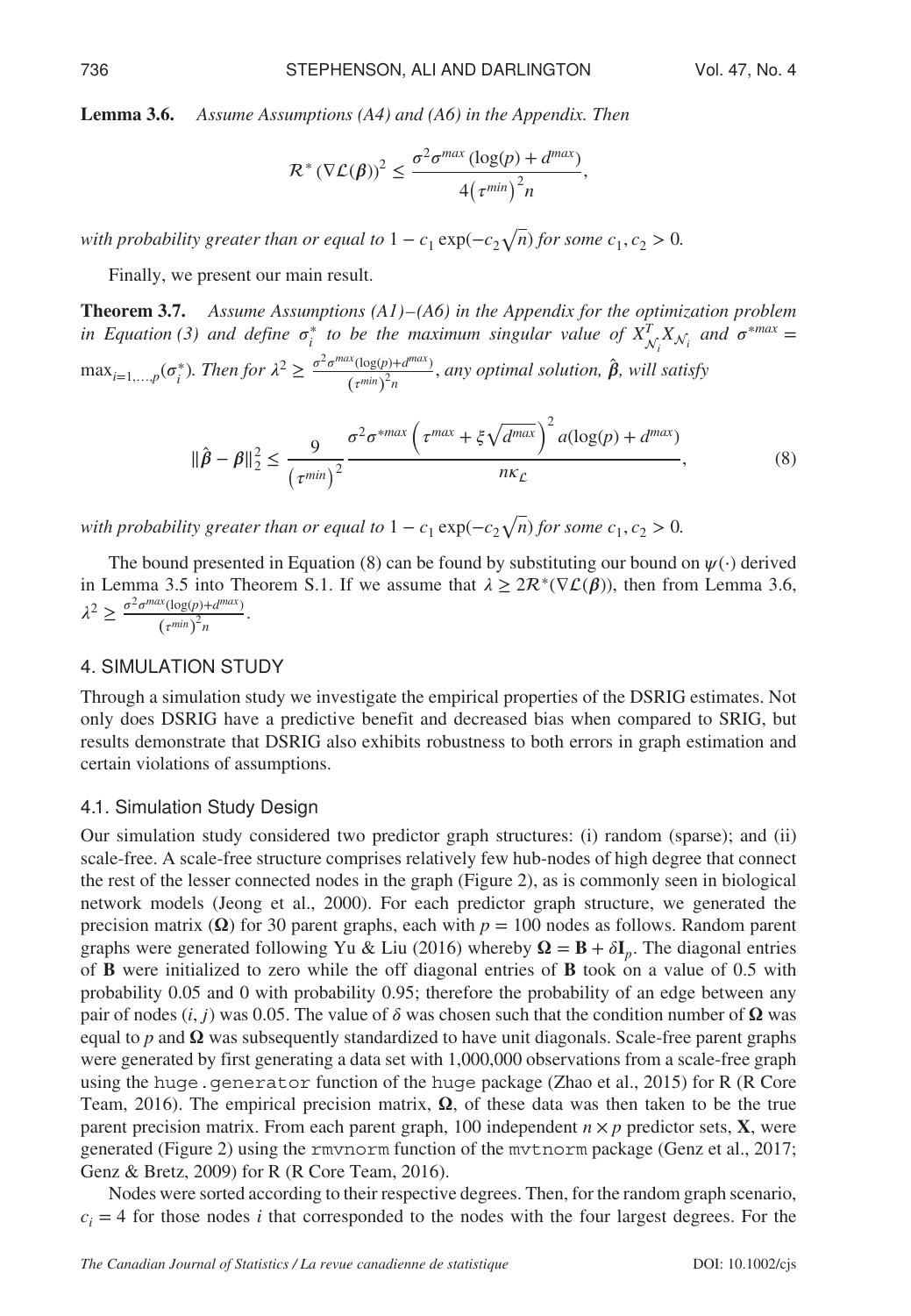**Lemma 3.6.** *Assume Assumptions (A4) and (A6) in the Appendix. Then*

$$\mathcal{R}^* (\nabla \mathcal{L}(\boldsymbol{\beta}))^2 \leq \frac{\sigma^2 \sigma^{max} (\log(p) + d^{max})}{4 \left(\tau^{min}\right)^2 n},$$

*with probability greater than or equal to* $1 - c_1 \exp(-c_2 \sqrt{n})$ *for some* $c_1, c_2 > 0$*.*

Finally, we present our main result.

**Theorem 3.7.** *Assume Assumptions (A1)–(A6) in the Appendix for the optimization problem in Equation (3) and define* $\sigma_i^*$ *to be the maximum singular value of* $X_{\mathcal{N}_i}^T X_{\mathcal{N}_i}$ *and* $\sigma^{*max} = \max_{i=1,\ldots,p}(\sigma_i^*)$*. Then for* $\lambda^2 \geq \frac{\sigma^2 \sigma^{max} (\log(p) + d^{max})}{\left(\tau^{min}\right)^2 n}$*, any optimal solution,* $\hat{\boldsymbol{\beta}}$*, will satisfy*

$$\|\hat{\boldsymbol{\beta}} - \boldsymbol{\beta}\|_2^2 \leq \frac{9}{\left(\tau^{min}\right)^2} \frac{\sigma^2 \sigma^{*max} \left(\tau^{max} + \xi \sqrt{d^{max}}\right)^2 a(\log(p) + d^{max})}{n \kappa_{\mathcal{L}}}, \tag{8}$$

*with probability greater than or equal to* $1 - c_1 \exp(-c_2 \sqrt{n})$ *for some* $c_1, c_2 > 0$*.*

The bound presented in Equation (8) can be found by substituting our bound on $\psi(\cdot)$ derived in Lemma 3.5 into Theorem S.1. If we assume that $\lambda \geq 2\mathcal{R}^*(\nabla \mathcal{L}(\boldsymbol{\beta}))$, then from Lemma 3.6, $\lambda^2 \geq \frac{\sigma^2 \sigma^{max} (\log(p) + d^{max})}{\left(\tau^{min}\right)^2 n}$.

## 4. SIMULATION STUDY

Through a simulation study we investigate the empirical properties of the DSRIG estimates. Not only does DSRIG have a predictive benefit and decreased bias when compared to SRIG, but results demonstrate that DSRIG also exhibits robustness to both errors in graph estimation and certain violations of assumptions.

### 4.1. Simulation Study Design

Our simulation study considered two predictor graph structures: (i) random (sparse); and (ii) scale-free. A scale-free structure comprises relatively few hub-nodes of high degree that connect the rest of the lesser connected nodes in the graph (Figure 2), as is commonly seen in biological network models (Jeong et al., 2000). For each predictor graph structure, we generated the precision matrix ($\boldsymbol{\Omega}$) for 30 parent graphs, each with $p = 100$ nodes as follows. Random parent graphs were generated following Yu & Liu (2016) whereby $\boldsymbol{\Omega} = \mathbf{B} + \delta \mathbf{I}_p$. The diagonal entries of $\mathbf{B}$ were initialized to zero while the off diagonal entries of $\mathbf{B}$ took on a value of 0.5 with probability 0.05 and 0 with probability 0.95; therefore the probability of an edge between any pair of nodes $(i, j)$ was 0.05. The value of $\delta$ was chosen such that the condition number of $\boldsymbol{\Omega}$ was equal to $p$ and $\boldsymbol{\Omega}$ was subsequently standardized to have unit diagonals. Scale-free parent graphs were generated by first generating a data set with 1,000,000 observations from a scale-free graph using the `huge.generator` function of the `huge` package (Zhao et al., 2015) for R (R Core Team, 2016). The empirical precision matrix, $\boldsymbol{\Omega}$, of these data was then taken to be the true parent precision matrix. From each parent graph, 100 independent $n \times p$ predictor sets, $\mathbf{X}$, were generated (Figure 2) using the `rmvnorm` function of the `mvtnorm` package (Genz et al., 2017; Genz & Bretz, 2009) for R (R Core Team, 2016).

Nodes were sorted according to their respective degrees. Then, for the random graph scenario, $c_i = 4$ for those nodes $i$ that corresponded to the nodes with the four largest degrees. For the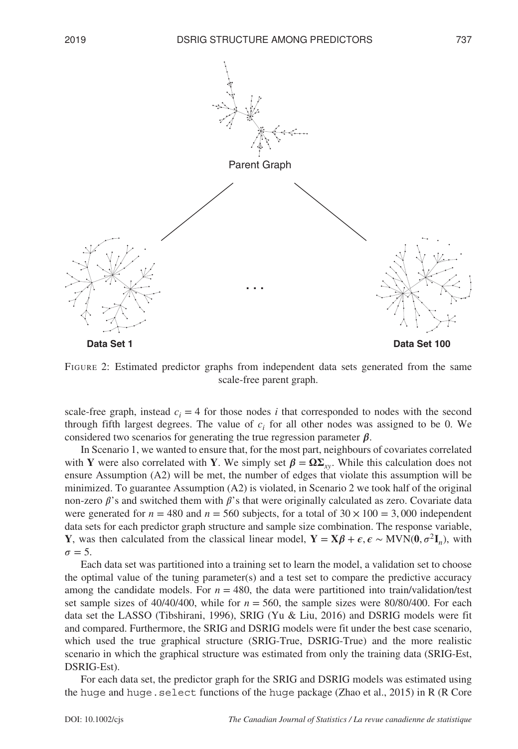Parent Graph

Data Set 1

. . .

Data Set 100

FIGURE 2: Estimated predictor graphs from independent data sets generated from the same scale-free parent graph.

scale-free graph, instead $c_i = 4$ for those nodes $i$ that corresponded to nodes with the second through fifth largest degrees. The value of $c_i$ for all other nodes was assigned to be 0. We considered two scenarios for generating the true regression parameter $\boldsymbol{\beta}$.

In Scenario 1, we wanted to ensure that, for the most part, neighbours of covariates correlated with $\mathbf{Y}$ were also correlated with $\mathbf{Y}$. We simply set $\boldsymbol{\beta} = \boldsymbol{\Omega}\boldsymbol{\Sigma}_{xy}$. While this calculation does not ensure Assumption (A2) will be met, the number of edges that violate this assumption will be minimized. To guarantee Assumption (A2) is violated, in Scenario 2 we took half of the original non-zero $\beta$'s and switched them with $\beta$'s that were originally calculated as zero. Covariate data were generated for $n = 480$ and $n = 560$ subjects, for a total of $30 \times 100 = 3,000$ independent data sets for each predictor graph structure and sample size combination. The response variable, $\mathbf{Y}$, was then calculated from the classical linear model, $\mathbf{Y} = \mathbf{X}\boldsymbol{\beta} + \boldsymbol{\epsilon}, \boldsymbol{\epsilon} \sim \text{MVN}(\mathbf{0}, \sigma^2\mathbf{I}_n)$, with $\sigma = 5$.

Each data set was partitioned into a training set to learn the model, a validation set to choose the optimal value of the tuning parameter(s) and a test set to compare the predictive accuracy among the candidate models. For $n = 480$, the data were partitioned into train/validation/test set sample sizes of 40/40/400, while for $n = 560$, the sample sizes were 80/80/400. For each data set the LASSO (Tibshirani, 1996), SRIG (Yu & Liu, 2016) and DSRIG models were fit and compared. Furthermore, the SRIG and DSRIG models were fit under the best case scenario, which used the true graphical structure (SRIG-True, DSRIG-True) and the more realistic scenario in which the graphical structure was estimated from only the training data (SRIG-Est, DSRIG-Est).

For each data set, the predictor graph for the SRIG and DSRIG models was estimated using the `huge` and `huge.select` functions of the `huge` package (Zhao et al., 2015) in R (R Core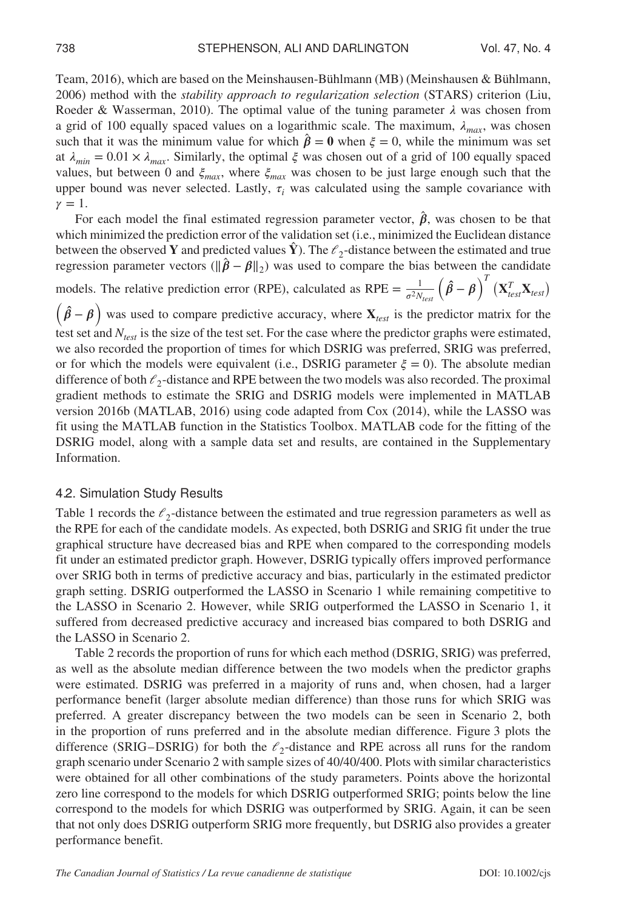Team, 2016), which are based on the Meinshausen-Bühlmann (MB) (Meinshausen & Bühlmann, 2006) method with the *stability approach to regularization selection* (STARS) criterion (Liu, Roeder & Wasserman, 2010). The optimal value of the tuning parameter $\lambda$ was chosen from a grid of 100 equally spaced values on a logarithmic scale. The maximum, $\lambda_{max}$, was chosen such that it was the minimum value for which $\hat{\boldsymbol{\beta}} = \mathbf{0}$ when $\xi = 0$, while the minimum was set at $\lambda_{min} = 0.01 \times \lambda_{max}$. Similarly, the optimal $\xi$ was chosen out of a grid of 100 equally spaced values, but between 0 and $\xi_{max}$, where $\xi_{max}$ was chosen to be just large enough such that the upper bound was never selected. Lastly, $\tau_i$ was calculated using the sample covariance with $\gamma = 1$.

For each model the final estimated regression parameter vector, $\hat{\boldsymbol{\beta}}$, was chosen to be that which minimized the prediction error of the validation set (i.e., minimized the Euclidean distance between the observed $\mathbf{Y}$ and predicted values $\hat{\mathbf{Y}}$). The $\ell_2$-distance between the estimated and true regression parameter vectors ($\|\hat{\boldsymbol{\beta}} - \boldsymbol{\beta}\|_2$) was used to compare the bias between the candidate models. The relative prediction error (RPE), calculated as $\text{RPE} = \frac{1}{\sigma^2 N_{test}} \left(\hat{\boldsymbol{\beta}} - \boldsymbol{\beta}\right)^T \left(\mathbf{X}_{test}^T \mathbf{X}_{test}\right) \left(\hat{\boldsymbol{\beta}} - \boldsymbol{\beta}\right)$ was used to compare predictive accuracy, where $\mathbf{X}_{test}$ is the predictor matrix for the test set and $N_{test}$ is the size of the test set. For the case where the predictor graphs were estimated, we also recorded the proportion of times for which DSRIG was preferred, SRIG was preferred, or for which the models were equivalent (i.e., DSRIG parameter $\xi = 0$). The absolute median difference of both $\ell_2$-distance and RPE between the two models was also recorded. The proximal gradient methods to estimate the SRIG and DSRIG models were implemented in MATLAB version 2016b (MATLAB, 2016) using code adapted from Cox (2014), while the LASSO was fit using the MATLAB function in the Statistics Toolbox. MATLAB code for the fitting of the DSRIG model, along with a sample data set and results, are contained in the Supplementary Information.

### 4.2. Simulation Study Results

Table 1 records the $\ell_2$-distance between the estimated and true regression parameters as well as the RPE for each of the candidate models. As expected, both DSRIG and SRIG fit under the true graphical structure have decreased bias and RPE when compared to the corresponding models fit under an estimated predictor graph. However, DSRIG typically offers improved performance over SRIG both in terms of predictive accuracy and bias, particularly in the estimated predictor graph setting. DSRIG outperformed the LASSO in Scenario 1 while remaining competitive to the LASSO in Scenario 2. However, while SRIG outperformed the LASSO in Scenario 1, it suffered from decreased predictive accuracy and increased bias compared to both DSRIG and the LASSO in Scenario 2.

Table 2 records the proportion of runs for which each method (DSRIG, SRIG) was preferred, as well as the absolute median difference between the two models when the predictor graphs were estimated. DSRIG was preferred in a majority of runs and, when chosen, had a larger performance benefit (larger absolute median difference) than those runs for which SRIG was preferred. A greater discrepancy between the two models can be seen in Scenario 2, both in the proportion of runs preferred and in the absolute median difference. Figure 3 plots the difference (SRIG−DSRIG) for both the $\ell_2$-distance and RPE across all runs for the random graph scenario under Scenario 2 with sample sizes of 40/40/400. Plots with similar characteristics were obtained for all other combinations of the study parameters. Points above the horizontal zero line correspond to the models for which DSRIG outperformed SRIG; points below the line correspond to the models for which DSRIG was outperformed by SRIG. Again, it can be seen that not only does DSRIG outperform SRIG more frequently, but DSRIG also provides a greater performance benefit.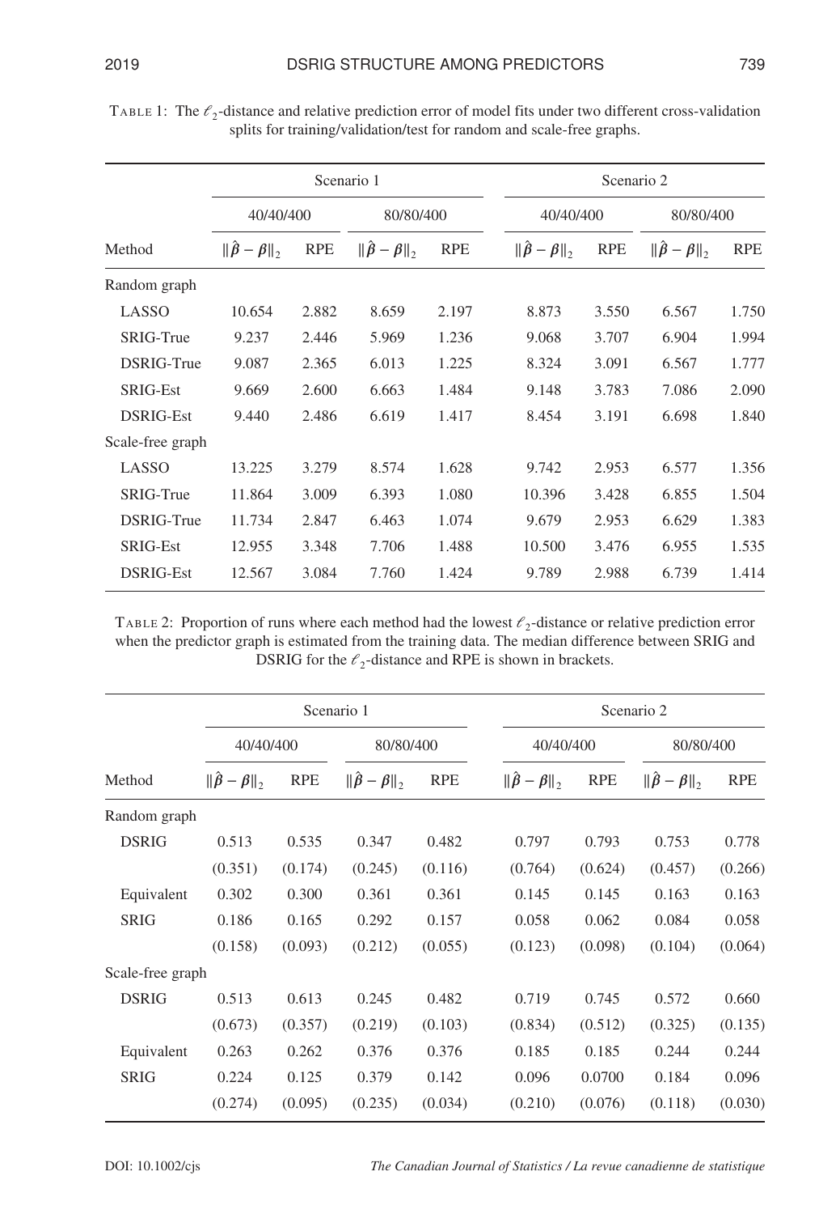TABLE 1: The $\ell_2$-distance and relative prediction error of model fits under two different cross-validation splits for training/validation/test for random and scale-free graphs.

| | Scenario 1 | | | | Scenario 2 | | | |
|---|---|---|---|---|---|---|---|---|
| | 40/40/400 | | 80/80/400 | | 40/40/400 | | 80/80/400 | |
| Method | $\|\hat{\beta} - \beta\|_2$ | RPE | $\|\hat{\beta} - \beta\|_2$ | RPE | $\|\hat{\beta} - \beta\|_2$ | RPE | $\|\hat{\beta} - \beta\|_2$ | RPE |
| Random graph | | | | | | | | |
| LASSO | 10.654 | 2.882 | 8.659 | 2.197 | 8.873 | 3.550 | 6.567 | 1.750 |
| SRIG-True | 9.237 | 2.446 | 5.969 | 1.236 | 9.068 | 3.707 | 6.904 | 1.994 |
| DSRIG-True | 9.087 | 2.365 | 6.013 | 1.225 | 8.324 | 3.091 | 6.567 | 1.777 |
| SRIG-Est | 9.669 | 2.600 | 6.663 | 1.484 | 9.148 | 3.783 | 7.086 | 2.090 |
| DSRIG-Est | 9.440 | 2.486 | 6.619 | 1.417 | 8.454 | 3.191 | 6.698 | 1.840 |
| Scale-free graph | | | | | | | | |
| LASSO | 13.225 | 3.279 | 8.574 | 1.628 | 9.742 | 2.953 | 6.577 | 1.356 |
| SRIG-True | 11.864 | 3.009 | 6.393 | 1.080 | 10.396 | 3.428 | 6.855 | 1.504 |
| DSRIG-True | 11.734 | 2.847 | 6.463 | 1.074 | 9.679 | 2.953 | 6.629 | 1.383 |
| SRIG-Est | 12.955 | 3.348 | 7.706 | 1.488 | 10.500 | 3.476 | 6.955 | 1.535 |
| DSRIG-Est | 12.567 | 3.084 | 7.760 | 1.424 | 9.789 | 2.988 | 6.739 | 1.414 |

TABLE 2: Proportion of runs where each method had the lowest $\ell_2$-distance or relative prediction error when the predictor graph is estimated from the training data. The median difference between SRIG and DSRIG for the $\ell_2$-distance and RPE is shown in brackets.

| | Scenario 1 | | | | Scenario 2 | | | |
|---|---|---|---|---|---|---|---|---|
| | 40/40/400 | | 80/80/400 | | 40/40/400 | | 80/80/400 | |
| Method | $\|\hat{\beta} - \beta\|_2$ | RPE | $\|\hat{\beta} - \beta\|_2$ | RPE | $\|\hat{\beta} - \beta\|_2$ | RPE | $\|\hat{\beta} - \beta\|_2$ | RPE |
| Random graph | | | | | | | | |
| DSRIG | 0.513 | 0.535 | 0.347 | 0.482 | 0.797 | 0.793 | 0.753 | 0.778 |
| | (0.351) | (0.174) | (0.245) | (0.116) | (0.764) | (0.624) | (0.457) | (0.266) |
| Equivalent | 0.302 | 0.300 | 0.361 | 0.361 | 0.145 | 0.145 | 0.163 | 0.163 |
| SRIG | 0.186 | 0.165 | 0.292 | 0.157 | 0.058 | 0.062 | 0.084 | 0.058 |
| | (0.158) | (0.093) | (0.212) | (0.055) | (0.123) | (0.098) | (0.104) | (0.064) |
| Scale-free graph | | | | | | | | |
| DSRIG | 0.513 | 0.613 | 0.245 | 0.482 | 0.719 | 0.745 | 0.572 | 0.660 |
| | (0.673) | (0.357) | (0.219) | (0.103) | (0.834) | (0.512) | (0.325) | (0.135) |
| Equivalent | 0.263 | 0.262 | 0.376 | 0.376 | 0.185 | 0.185 | 0.244 | 0.244 |
| SRIG | 0.224 | 0.125 | 0.379 | 0.142 | 0.096 | 0.0700 | 0.184 | 0.096 |
| | (0.274) | (0.095) | (0.235) | (0.034) | (0.210) | (0.076) | (0.118) | (0.030) |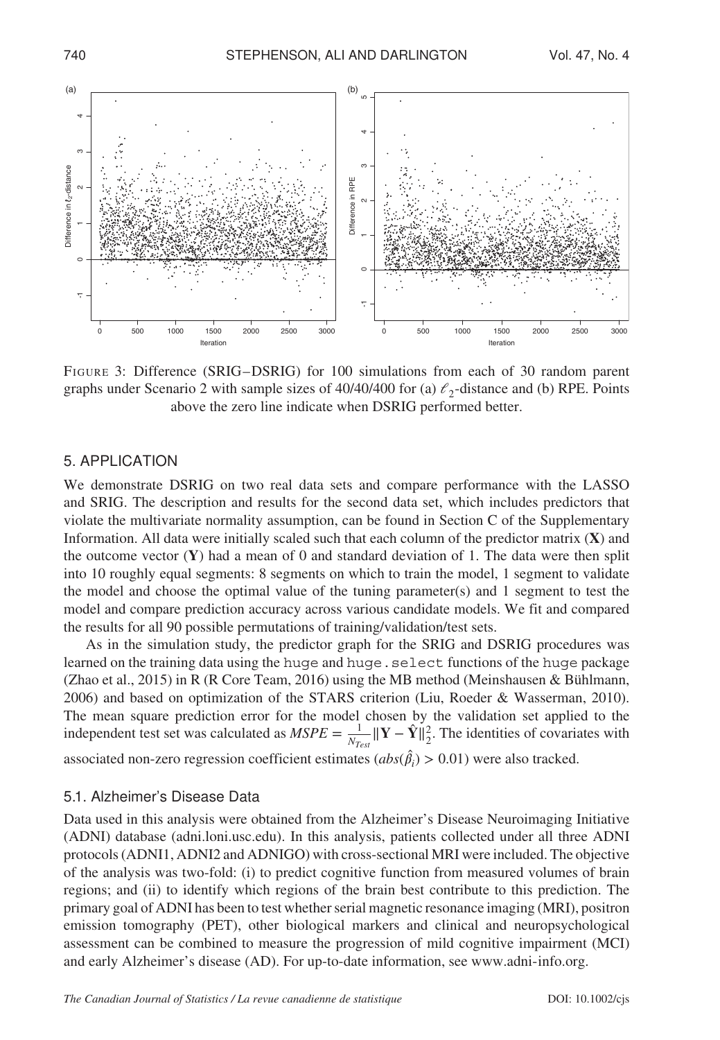FIGURE 3: Difference (SRIG−DSRIG) for 100 simulations from each of 30 random parent graphs under Scenario 2 with sample sizes of 40/40/400 for (a) $\ell_2$-distance and (b) RPE. Points above the zero line indicate when DSRIG performed better.

## 5. APPLICATION

We demonstrate DSRIG on two real data sets and compare performance with the LASSO and SRIG. The description and results for the second data set, which includes predictors that violate the multivariate normality assumption, can be found in Section C of the Supplementary Information. All data were initially scaled such that each column of the predictor matrix (**X**) and the outcome vector (**Y**) had a mean of 0 and standard deviation of 1. The data were then split into 10 roughly equal segments: 8 segments on which to train the model, 1 segment to validate the model and choose the optimal value of the tuning parameter(s) and 1 segment to test the model and compare prediction accuracy across various candidate models. We fit and compared the results for all 90 possible permutations of training/validation/test sets.

As in the simulation study, the predictor graph for the SRIG and DSRIG procedures was learned on the training data using the `huge` and `huge.select` functions of the `huge` package (Zhao et al., 2015) in R (R Core Team, 2016) using the MB method (Meinshausen & Bühlmann, 2006) and based on optimization of the STARS criterion (Liu, Roeder & Wasserman, 2010). The mean square prediction error for the model chosen by the validation set applied to the independent test set was calculated as $MSPE = \frac{1}{N_{Test}} \|\mathbf{Y} - \hat{\mathbf{Y}}\|_2^2$. The identities of covariates with associated non-zero regression coefficient estimates ($abs(\hat{\beta}_i) > 0.01$) were also tracked.

### 5.1. Alzheimer's Disease Data

Data used in this analysis were obtained from the Alzheimer's Disease Neuroimaging Initiative (ADNI) database (adni.loni.usc.edu). In this analysis, patients collected under all three ADNI protocols (ADNI1, ADNI2 and ADNIGO) with cross-sectional MRI were included. The objective of the analysis was two-fold: (i) to predict cognitive function from measured volumes of brain regions; and (ii) to identify which regions of the brain best contribute to this prediction. The primary goal of ADNI has been to test whether serial magnetic resonance imaging (MRI), positron emission tomography (PET), other biological markers and clinical and neuropsychological assessment can be combined to measure the progression of mild cognitive impairment (MCI) and early Alzheimer's disease (AD). For up-to-date information, see www.adni-info.org.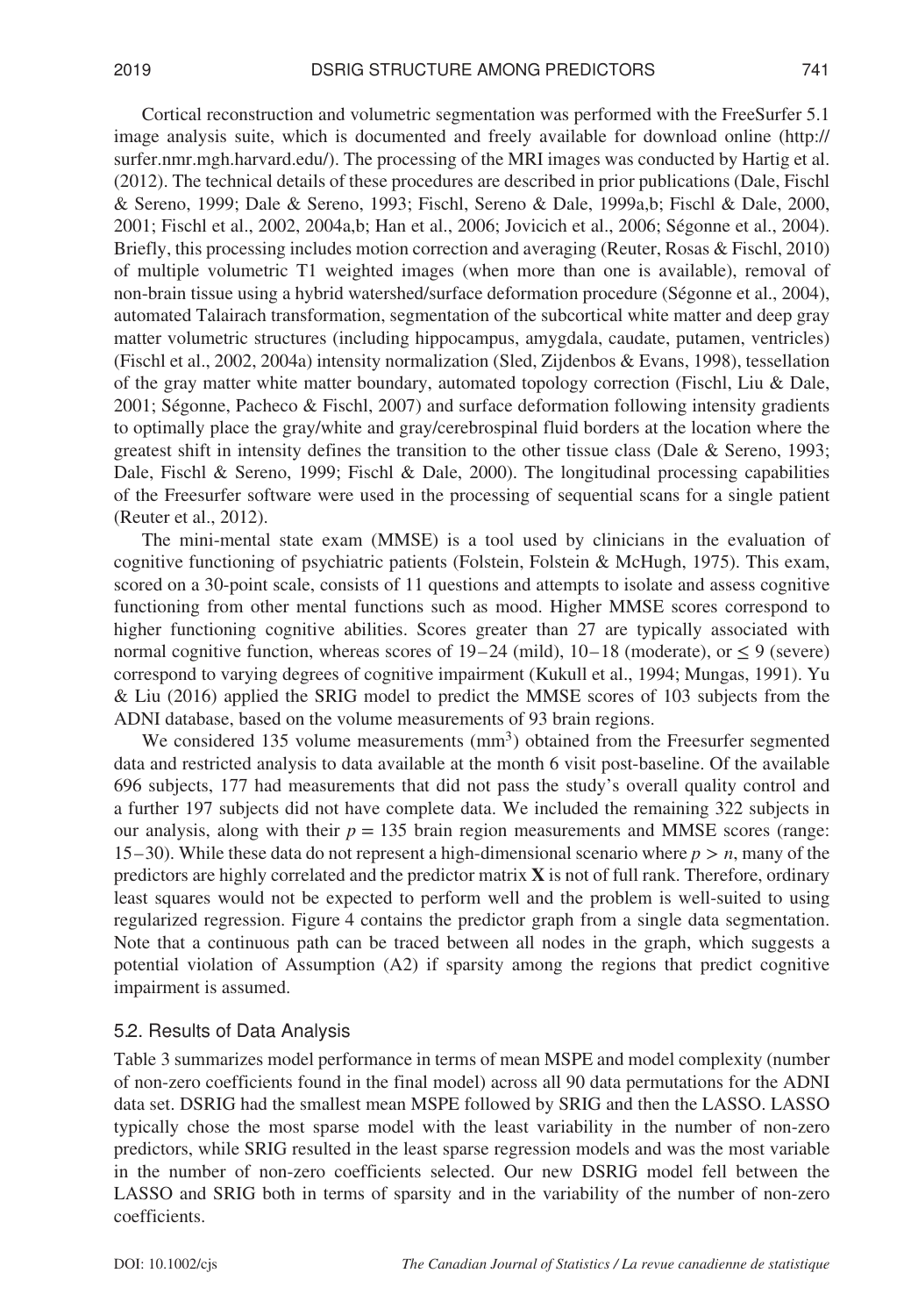Cortical reconstruction and volumetric segmentation was performed with the FreeSurfer 5.1 image analysis suite, which is documented and freely available for download online (http://surfer.nmr.mgh.harvard.edu/). The processing of the MRI images was conducted by Hartig et al. (2012). The technical details of these procedures are described in prior publications (Dale, Fischl & Sereno, 1999; Dale & Sereno, 1993; Fischl, Sereno & Dale, 1999a,b; Fischl & Dale, 2000, 2001; Fischl et al., 2002, 2004a,b; Han et al., 2006; Jovicich et al., 2006; Ségonne et al., 2004). Briefly, this processing includes motion correction and averaging (Reuter, Rosas & Fischl, 2010) of multiple volumetric T1 weighted images (when more than one is available), removal of non-brain tissue using a hybrid watershed/surface deformation procedure (Ségonne et al., 2004), automated Talairach transformation, segmentation of the subcortical white matter and deep gray matter volumetric structures (including hippocampus, amygdala, caudate, putamen, ventricles) (Fischl et al., 2002, 2004a) intensity normalization (Sled, Zijdenbos & Evans, 1998), tessellation of the gray matter white matter boundary, automated topology correction (Fischl, Liu & Dale, 2001; Ségonne, Pacheco & Fischl, 2007) and surface deformation following intensity gradients to optimally place the gray/white and gray/cerebrospinal fluid borders at the location where the greatest shift in intensity defines the transition to the other tissue class (Dale & Sereno, 1993; Dale, Fischl & Sereno, 1999; Fischl & Dale, 2000). The longitudinal processing capabilities of the Freesurfer software were used in the processing of sequential scans for a single patient (Reuter et al., 2012).

The mini-mental state exam (MMSE) is a tool used by clinicians in the evaluation of cognitive functioning of psychiatric patients (Folstein, Folstein & McHugh, 1975). This exam, scored on a 30-point scale, consists of 11 questions and attempts to isolate and assess cognitive functioning from other mental functions such as mood. Higher MMSE scores correspond to higher functioning cognitive abilities. Scores greater than 27 are typically associated with normal cognitive function, whereas scores of 19–24 (mild), 10–18 (moderate), or $\leq 9$ (severe) correspond to varying degrees of cognitive impairment (Kukull et al., 1994; Mungas, 1991). Yu & Liu (2016) applied the SRIG model to predict the MMSE scores of 103 subjects from the ADNI database, based on the volume measurements of 93 brain regions.

We considered 135 volume measurements ($\text{mm}^3$) obtained from the Freesurfer segmented data and restricted analysis to data available at the month 6 visit post-baseline. Of the available 696 subjects, 177 had measurements that did not pass the study's overall quality control and a further 197 subjects did not have complete data. We included the remaining 322 subjects in our analysis, along with their $p = 135$ brain region measurements and MMSE scores (range: 15–30). While these data do not represent a high-dimensional scenario where $p > n$, many of the predictors are highly correlated and the predictor matrix $\mathbf{X}$ is not of full rank. Therefore, ordinary least squares would not be expected to perform well and the problem is well-suited to using regularized regression. Figure 4 contains the predictor graph from a single data segmentation. Note that a continuous path can be traced between all nodes in the graph, which suggests a potential violation of Assumption (A2) if sparsity among the regions that predict cognitive impairment is assumed.

## 5.2. Results of Data Analysis

Table 3 summarizes model performance in terms of mean MSPE and model complexity (number of non-zero coefficients found in the final model) across all 90 data permutations for the ADNI data set. DSRIG had the smallest mean MSPE followed by SRIG and then the LASSO. LASSO typically chose the most sparse model with the least variability in the number of non-zero predictors, while SRIG resulted in the least sparse regression models and was the most variable in the number of non-zero coefficients selected. Our new DSRIG model fell between the LASSO and SRIG both in terms of sparsity and in the variability of the number of non-zero coefficients.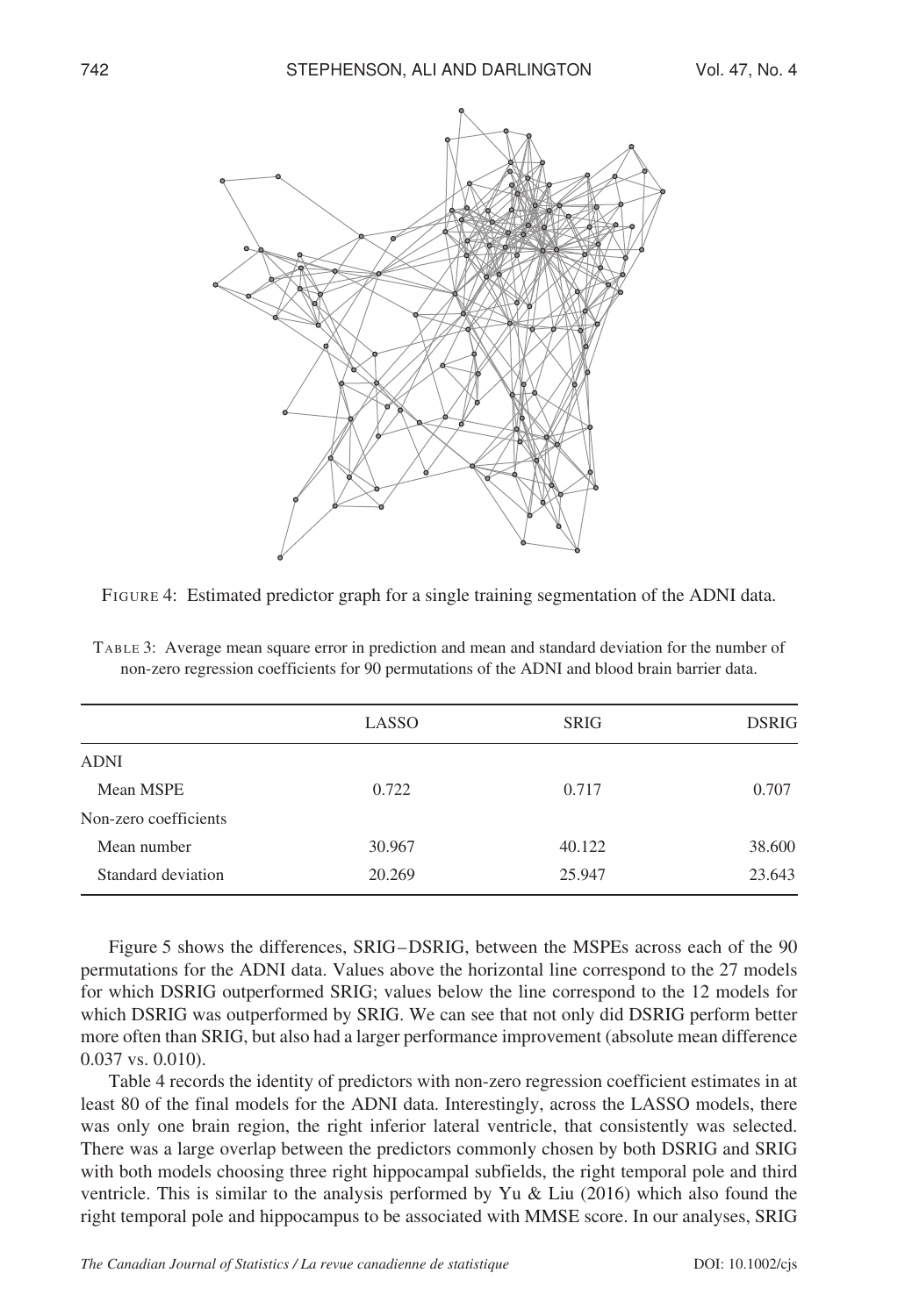FIGURE 4: Estimated predictor graph for a single training segmentation of the ADNI data.

TABLE 3: Average mean square error in prediction and mean and standard deviation for the number of non-zero regression coefficients for 90 permutations of the ADNI and blood brain barrier data.

| | LASSO | SRIG | DSRIG |
|---|---|---|---|
| ADNI | | | |
| Mean MSPE | 0.722 | 0.717 | 0.707 |
| Non-zero coefficients | | | |
| Mean number | 30.967 | 40.122 | 38.600 |
| Standard deviation | 20.269 | 25.947 | 23.643 |

Figure 5 shows the differences, SRIG−DSRIG, between the MSPEs across each of the 90 permutations for the ADNI data. Values above the horizontal line correspond to the 27 models for which DSRIG outperformed SRIG; values below the line correspond to the 12 models for which DSRIG was outperformed by SRIG. We can see that not only did DSRIG perform better more often than SRIG, but also had a larger performance improvement (absolute mean difference 0.037 vs. 0.010).

Table 4 records the identity of predictors with non-zero regression coefficient estimates in at least 80 of the final models for the ADNI data. Interestingly, across the LASSO models, there was only one brain region, the right inferior lateral ventricle, that consistently was selected. There was a large overlap between the predictors commonly chosen by both DSRIG and SRIG with both models choosing three right hippocampal subfields, the right temporal pole and third ventricle. This is similar to the analysis performed by Yu & Liu (2016) which also found the right temporal pole and hippocampus to be associated with MMSE score. In our analyses, SRIG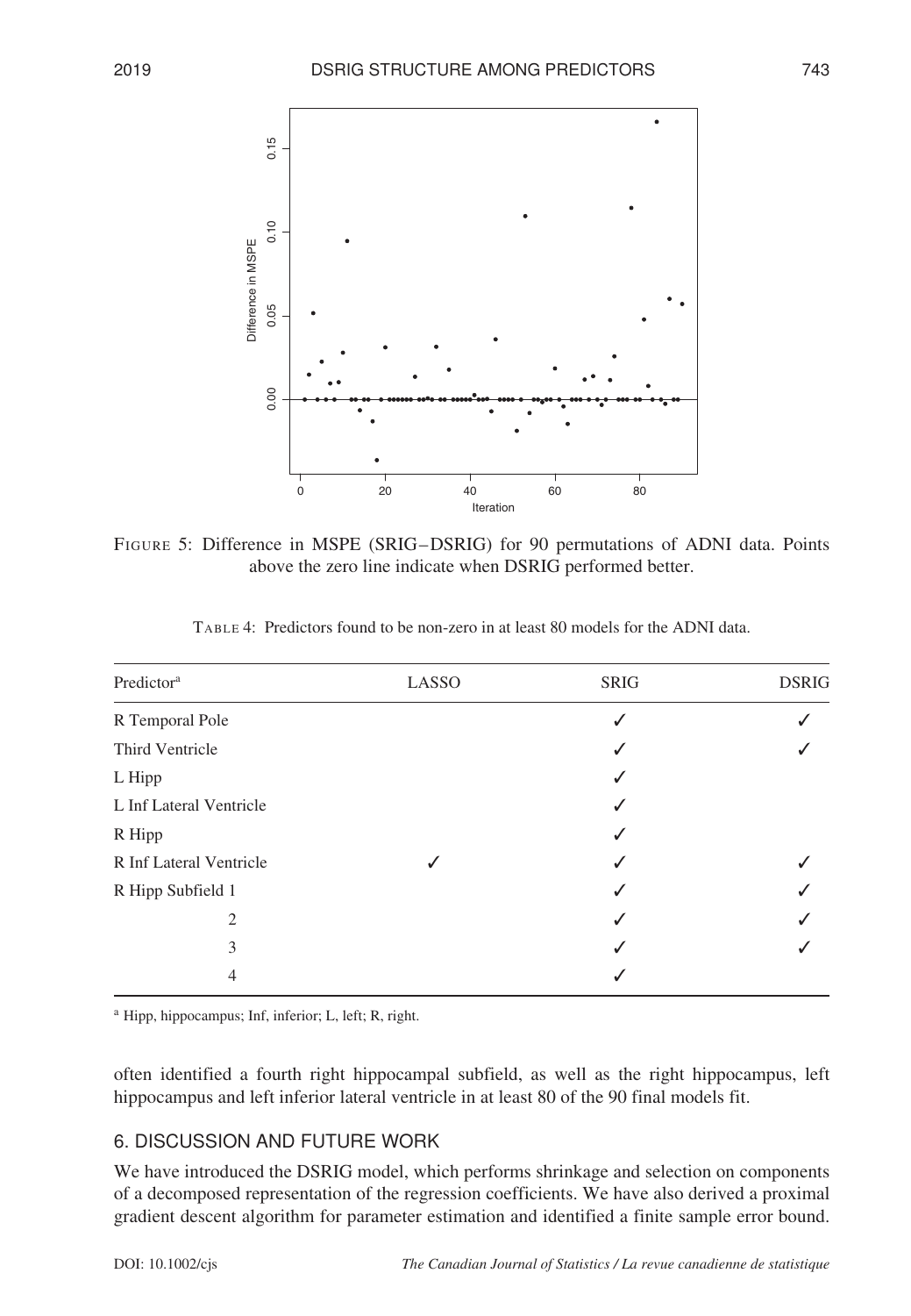FIGURE 5: Difference in MSPE (SRIG−DSRIG) for 90 permutations of ADNI data. Points above the zero line indicate when DSRIG performed better.

TABLE 4: Predictors found to be non-zero in at least 80 models for the ADNI data.

| Predictor[a] | LASSO | SRIG | DSRIG |
|---|---|---|---|
| R Temporal Pole | | ✓ | ✓ |
| Third Ventricle | | ✓ | ✓ |
| L Hipp | | ✓ | |
| L Inf Lateral Ventricle | | ✓ | |
| R Hipp | | ✓ | |
| R Inf Lateral Ventricle | ✓ | ✓ | ✓ |
| R Hipp Subfield 1 | | ✓ | ✓ |
| 2 | | ✓ | ✓ |
| 3 | | ✓ | ✓ |
| 4 | | ✓ | |

[a] Hipp, hippocampus; Inf, inferior; L, left; R, right.

often identified a fourth right hippocampal subfield, as well as the right hippocampus, left hippocampus and left inferior lateral ventricle in at least 80 of the 90 final models fit.

## 6. DISCUSSION AND FUTURE WORK

We have introduced the DSRIG model, which performs shrinkage and selection on components of a decomposed representation of the regression coefficients. We have also derived a proximal gradient descent algorithm for parameter estimation and identified a finite sample error bound.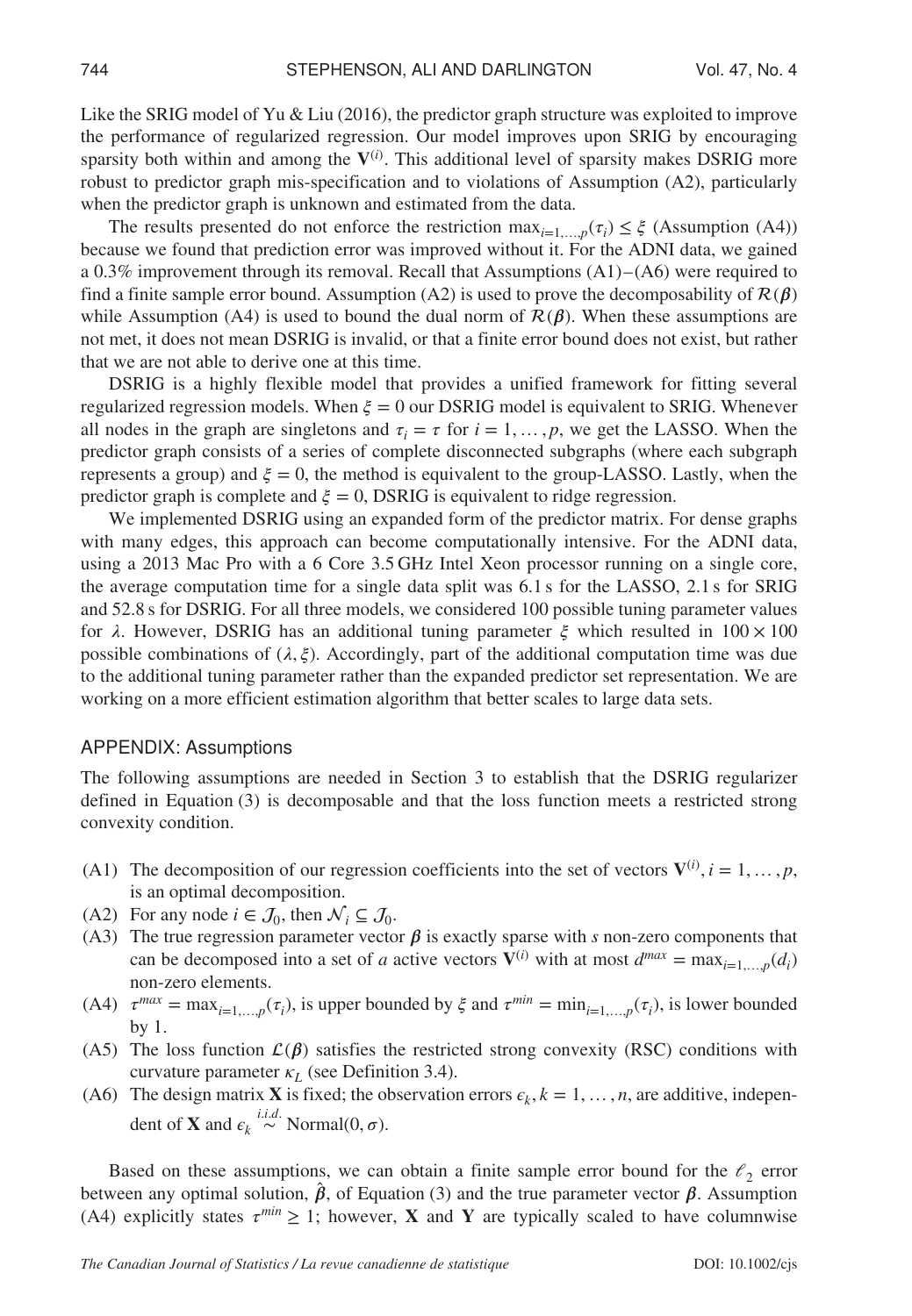Like the SRIG model of Yu & Liu (2016), the predictor graph structure was exploited to improve the performance of regularized regression. Our model improves upon SRIG by encouraging sparsity both within and among the $\mathbf{V}^{(i)}$. This additional level of sparsity makes DSRIG more robust to predictor graph mis-specification and to violations of Assumption (A2), particularly when the predictor graph is unknown and estimated from the data.

The results presented do not enforce the restriction $\max_{i=1,\ldots,p}(\tau_i) \leq \xi$ (Assumption (A4)) because we found that prediction error was improved without it. For the ADNI data, we gained a 0.3% improvement through its removal. Recall that Assumptions (A1)–(A6) were required to find a finite sample error bound. Assumption (A2) is used to prove the decomposability of $\mathcal{R}(\boldsymbol{\beta})$ while Assumption (A4) is used to bound the dual norm of $\mathcal{R}(\boldsymbol{\beta})$. When these assumptions are not met, it does not mean DSRIG is invalid, or that a finite error bound does not exist, but rather that we are not able to derive one at this time.

DSRIG is a highly flexible model that provides a unified framework for fitting several regularized regression models. When $\xi = 0$ our DSRIG model is equivalent to SRIG. Whenever all nodes in the graph are singletons and $\tau_i = \tau$ for $i = 1, \ldots, p$, we get the LASSO. When the predictor graph consists of a series of complete disconnected subgraphs (where each subgraph represents a group) and $\xi = 0$, the method is equivalent to the group-LASSO. Lastly, when the predictor graph is complete and $\xi = 0$, DSRIG is equivalent to ridge regression.

We implemented DSRIG using an expanded form of the predictor matrix. For dense graphs with many edges, this approach can become computationally intensive. For the ADNI data, using a 2013 Mac Pro with a 6 Core 3.5 GHz Intel Xeon processor running on a single core, the average computation time for a single data split was 6.1 s for the LASSO, 2.1 s for SRIG and 52.8 s for DSRIG. For all three models, we considered 100 possible tuning parameter values for $\lambda$. However, DSRIG has an additional tuning parameter $\xi$ which resulted in $100 \times 100$ possible combinations of $(\lambda, \xi)$. Accordingly, part of the additional computation time was due to the additional tuning parameter rather than the expanded predictor set representation. We are working on a more efficient estimation algorithm that better scales to large data sets.

## APPENDIX: Assumptions

The following assumptions are needed in Section 3 to establish that the DSRIG regularizer defined in Equation (3) is decomposable and that the loss function meets a restricted strong convexity condition.

- (A1) The decomposition of our regression coefficients into the set of vectors $\mathbf{V}^{(i)}, i = 1, \ldots, p$, is an optimal decomposition.
- (A2) For any node $i \in \mathcal{J}_0$, then $\mathcal{N}_i \subseteq \mathcal{J}_0$.
- (A3) The true regression parameter vector $\boldsymbol{\beta}$ is exactly sparse with $s$ non-zero components that can be decomposed into a set of $a$ active vectors $\mathbf{V}^{(i)}$ with at most $d^{max} = \max_{i=1,\ldots,p}(d_i)$ non-zero elements.
- (A4) $\tau^{max} = \max_{i=1,\ldots,p}(\tau_i)$, is upper bounded by $\xi$ and $\tau^{min} = \min_{i=1,\ldots,p}(\tau_i)$, is lower bounded by 1.
- (A5) The loss function $\mathcal{L}(\boldsymbol{\beta})$ satisfies the restricted strong convexity (RSC) conditions with curvature parameter $\kappa_L$ (see Definition 3.4).
- (A6) The design matrix $\mathbf{X}$ is fixed; the observation errors $\epsilon_k, k = 1, \ldots, n$, are additive, independent of $\mathbf{X}$ and $\epsilon_k \overset{i.i.d.}{\sim} \text{Normal}(0, \sigma)$.

Based on these assumptions, we can obtain a finite sample error bound for the $\ell_2$ error between any optimal solution, $\hat{\boldsymbol{\beta}}$, of Equation (3) and the true parameter vector $\boldsymbol{\beta}$. Assumption (A4) explicitly states $\tau^{min} \geq 1$; however, $\mathbf{X}$ and $\mathbf{Y}$ are typically scaled to have columnwise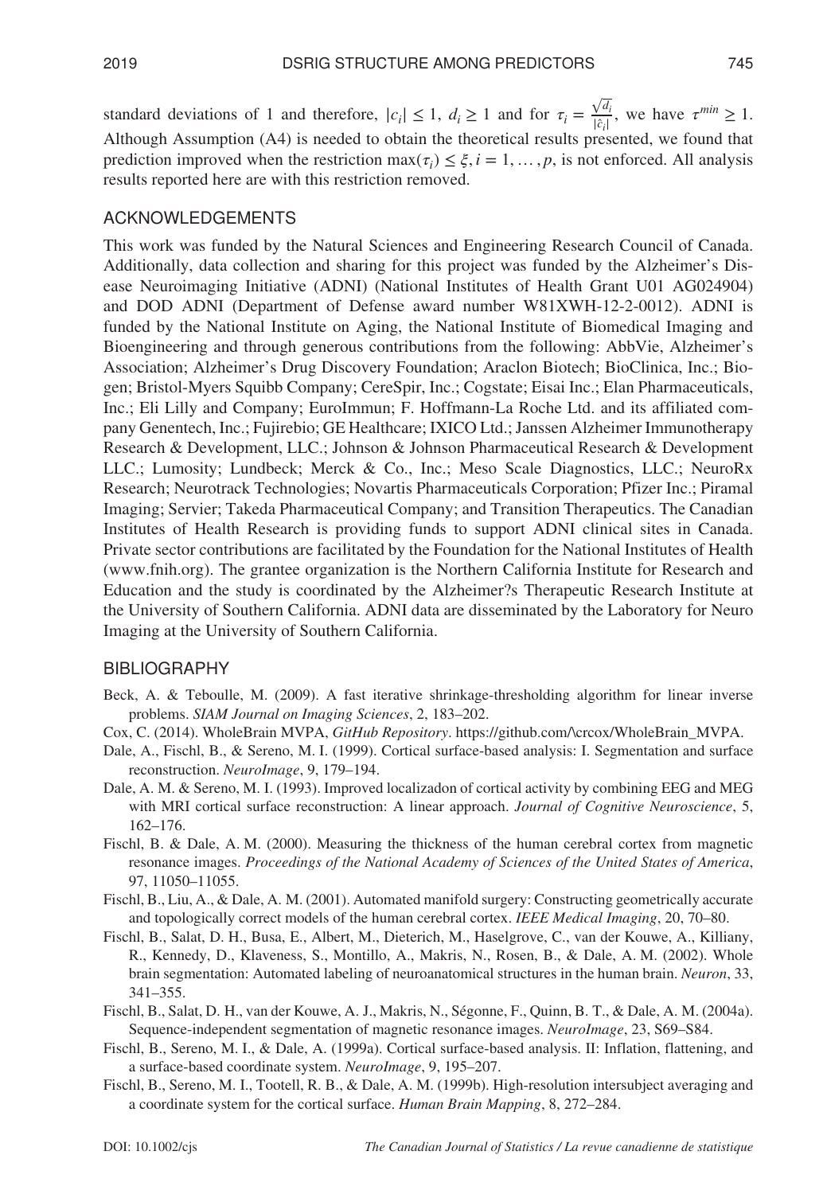standard deviations of 1 and therefore, $|c_i| \leq 1$, $d_i \geq 1$ and for $\tau_i = \frac{\sqrt{d_i}}{|\hat{c}_i|}$, we have $\tau^{min} \geq 1$. Although Assumption (A4) is needed to obtain the theoretical results presented, we found that prediction improved when the restriction $\max(\tau_i) \leq \xi, i = 1, \ldots, p$, is not enforced. All analysis results reported here are with this restriction removed.

## ACKNOWLEDGEMENTS

This work was funded by the Natural Sciences and Engineering Research Council of Canada. Additionally, data collection and sharing for this project was funded by the Alzheimer's Disease Neuroimaging Initiative (ADNI) (National Institutes of Health Grant U01 AG024904) and DOD ADNI (Department of Defense award number W81XWH-12-2-0012). ADNI is funded by the National Institute on Aging, the National Institute of Biomedical Imaging and Bioengineering and through generous contributions from the following: AbbVie, Alzheimer's Association; Alzheimer's Drug Discovery Foundation; Araclon Biotech; BioClinica, Inc.; Biogen; Bristol-Myers Squibb Company; CereSpir, Inc.; Cogstate; Eisai Inc.; Elan Pharmaceuticals, Inc.; Eli Lilly and Company; EuroImmun; F. Hoffmann-La Roche Ltd. and its affiliated company Genentech, Inc.; Fujirebio; GE Healthcare; IXICO Ltd.; Janssen Alzheimer Immunotherapy Research & Development, LLC.; Johnson & Johnson Pharmaceutical Research & Development LLC.; Lumosity; Lundbeck; Merck & Co., Inc.; Meso Scale Diagnostics, LLC.; NeuroRx Research; Neurotrack Technologies; Novartis Pharmaceuticals Corporation; Pfizer Inc.; Piramal Imaging; Servier; Takeda Pharmaceutical Company; and Transition Therapeutics. The Canadian Institutes of Health Research is providing funds to support ADNI clinical sites in Canada. Private sector contributions are facilitated by the Foundation for the National Institutes of Health (www.fnih.org). The grantee organization is the Northern California Institute for Research and Education and the study is coordinated by the Alzheimer?s Therapeutic Research Institute at the University of Southern California. ADNI data are disseminated by the Laboratory for Neuro Imaging at the University of Southern California.

## BIBLIOGRAPHY

Beck, A. & Teboulle, M. (2009). A fast iterative shrinkage-thresholding algorithm for linear inverse problems. *SIAM Journal on Imaging Sciences*, 2, 183–202.

Cox, C. (2014). WholeBrain MVPA, *GitHub Repository*. https://github.com/\crcox/WholeBrain_MVPA.

Dale, A., Fischl, B., & Sereno, M. I. (1999). Cortical surface-based analysis: I. Segmentation and surface reconstruction. *NeuroImage*, 9, 179–194.

Dale, A. M. & Sereno, M. I. (1993). Improved localizadon of cortical activity by combining EEG and MEG with MRI cortical surface reconstruction: A linear approach. *Journal of Cognitive Neuroscience*, 5, 162–176.

Fischl, B. & Dale, A. M. (2000). Measuring the thickness of the human cerebral cortex from magnetic resonance images. *Proceedings of the National Academy of Sciences of the United States of America*, 97, 11050–11055.

Fischl, B., Liu, A., & Dale, A. M. (2001). Automated manifold surgery: Constructing geometrically accurate and topologically correct models of the human cerebral cortex. *IEEE Medical Imaging*, 20, 70–80.

Fischl, B., Salat, D. H., Busa, E., Albert, M., Dieterich, M., Haselgrove, C., van der Kouwe, A., Killiany, R., Kennedy, D., Klaveness, S., Montillo, A., Makris, N., Rosen, B., & Dale, A. M. (2002). Whole brain segmentation: Automated labeling of neuroanatomical structures in the human brain. *Neuron*, 33, 341–355.

Fischl, B., Salat, D. H., van der Kouwe, A. J., Makris, N., Ségonne, F., Quinn, B. T., & Dale, A. M. (2004a). Sequence-independent segmentation of magnetic resonance images. *NeuroImage*, 23, S69–S84.

Fischl, B., Sereno, M. I., & Dale, A. (1999a). Cortical surface-based analysis. II: Inflation, flattening, and a surface-based coordinate system. *NeuroImage*, 9, 195–207.

Fischl, B., Sereno, M. I., Tootell, R. B., & Dale, A. M. (1999b). High-resolution intersubject averaging and a coordinate system for the cortical surface. *Human Brain Mapping*, 8, 272–284.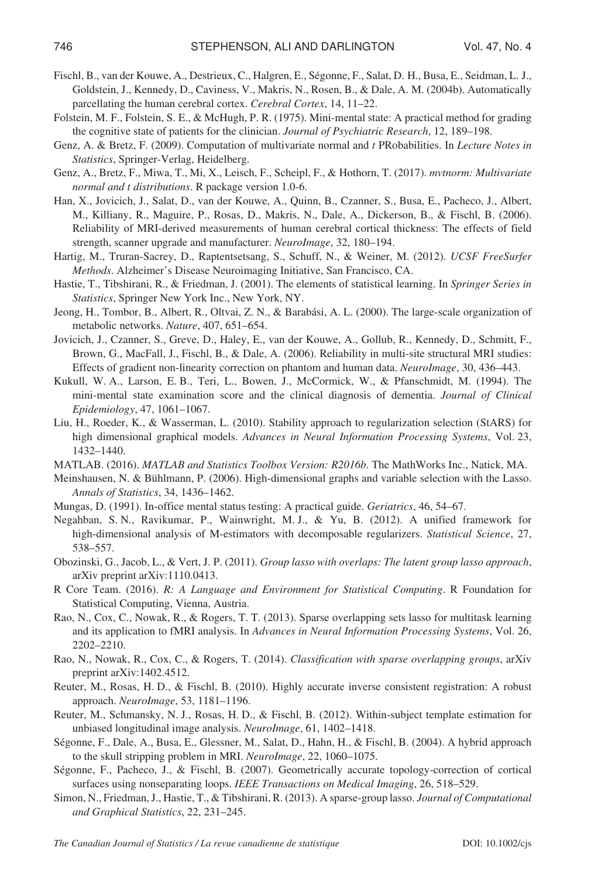Fischl, B., van der Kouwe, A., Destrieux, C., Halgren, E., Ségonne, F., Salat, D. H., Busa, E., Seidman, L. J., Goldstein, J., Kennedy, D., Caviness, V., Makris, N., Rosen, B., & Dale, A. M. (2004b). Automatically parcellating the human cerebral cortex. *Cerebral Cortex*, 14, 11–22.

Folstein, M. F., Folstein, S. E., & McHugh, P. R. (1975). Mini-mental state: A practical method for grading the cognitive state of patients for the clinician. *Journal of Psychiatric Research*, 12, 189–198.

Genz, A. & Bretz, F. (2009). Computation of multivariate normal and *t* PRobabilities. In *Lecture Notes in Statistics*, Springer-Verlag, Heidelberg.

Genz, A., Bretz, F., Miwa, T., Mi, X., Leisch, F., Scheipl, F., & Hothorn, T. (2017). *mvtnorm: Multivariate normal and t distributions*. R package version 1.0-6.

Han, X., Jovicich, J., Salat, D., van der Kouwe, A., Quinn, B., Czanner, S., Busa, E., Pacheco, J., Albert, M., Killiany, R., Maguire, P., Rosas, D., Makris, N., Dale, A., Dickerson, B., & Fischl, B. (2006). Reliability of MRI-derived measurements of human cerebral cortical thickness: The effects of field strength, scanner upgrade and manufacturer. *NeuroImage*, 32, 180–194.

Hartig, M., Truran-Sacrey, D., Raptentsetsang, S., Schuff, N., & Weiner, M. (2012). *UCSF FreeSurfer Methods*. Alzheimer's Disease Neuroimaging Initiative, San Francisco, CA.

Hastie, T., Tibshirani, R., & Friedman, J. (2001). The elements of statistical learning. In *Springer Series in Statistics*, Springer New York Inc., New York, NY.

Jeong, H., Tombor, B., Albert, R., Oltvai, Z. N., & Barabási, A. L. (2000). The large-scale organization of metabolic networks. *Nature*, 407, 651–654.

Jovicich, J., Czanner, S., Greve, D., Haley, E., van der Kouwe, A., Gollub, R., Kennedy, D., Schmitt, F., Brown, G., MacFall, J., Fischl, B., & Dale, A. (2006). Reliability in multi-site structural MRI studies: Effects of gradient non-linearity correction on phantom and human data. *NeuroImage*, 30, 436–443.

Kukull, W. A., Larson, E. B., Teri, L., Bowen, J., McCormick, W., & Pfanschmidt, M. (1994). The mini-mental state examination score and the clinical diagnosis of dementia. *Journal of Clinical Epidemiology*, 47, 1061–1067.

Liu, H., Roeder, K., & Wasserman, L. (2010). Stability approach to regularization selection (StARS) for high dimensional graphical models. *Advances in Neural Information Processing Systems*, Vol. 23, 1432–1440.

MATLAB. (2016). *MATLAB and Statistics Toolbox Version: R2016b*. The MathWorks Inc., Natick, MA.

Meinshausen, N. & Bühlmann, P. (2006). High-dimensional graphs and variable selection with the Lasso. *Annals of Statistics*, 34, 1436–1462.

Mungas, D. (1991). In-office mental status testing: A practical guide. *Geriatrics*, 46, 54–67.

Negahban, S. N., Ravikumar, P., Wainwright, M. J., & Yu, B. (2012). A unified framework for high-dimensional analysis of M-estimators with decomposable regularizers. *Statistical Science*, 27, 538–557.

Obozinski, G., Jacob, L., & Vert, J. P. (2011). *Group lasso with overlaps: The latent group lasso approach*, arXiv preprint arXiv:1110.0413.

R Core Team. (2016). *R: A Language and Environment for Statistical Computing*. R Foundation for Statistical Computing, Vienna, Austria.

Rao, N., Cox, C., Nowak, R., & Rogers, T. T. (2013). Sparse overlapping sets lasso for multitask learning and its application to fMRI analysis. In *Advances in Neural Information Processing Systems*, Vol. 26, 2202–2210.

Rao, N., Nowak, R., Cox, C., & Rogers, T. (2014). *Classification with sparse overlapping groups*, arXiv preprint arXiv:1402.4512.

Reuter, M., Rosas, H. D., & Fischl, B. (2010). Highly accurate inverse consistent registration: A robust approach. *NeuroImage*, 53, 1181–1196.

Reuter, M., Schmansky, N. J., Rosas, H. D., & Fischl, B. (2012). Within-subject template estimation for unbiased longitudinal image analysis. *NeuroImage*, 61, 1402–1418.

Ségonne, F., Dale, A., Busa, E., Glessner, M., Salat, D., Hahn, H., & Fischl, B. (2004). A hybrid approach to the skull stripping problem in MRI. *NeuroImage*, 22, 1060–1075.

Ségonne, F., Pacheco, J., & Fischl, B. (2007). Geometrically accurate topology-correction of cortical surfaces using nonseparating loops. *IEEE Transactions on Medical Imaging*, 26, 518–529.

Simon, N., Friedman, J., Hastie, T., & Tibshirani, R. (2013). A sparse-group lasso. *Journal of Computational and Graphical Statistics*, 22, 231–245.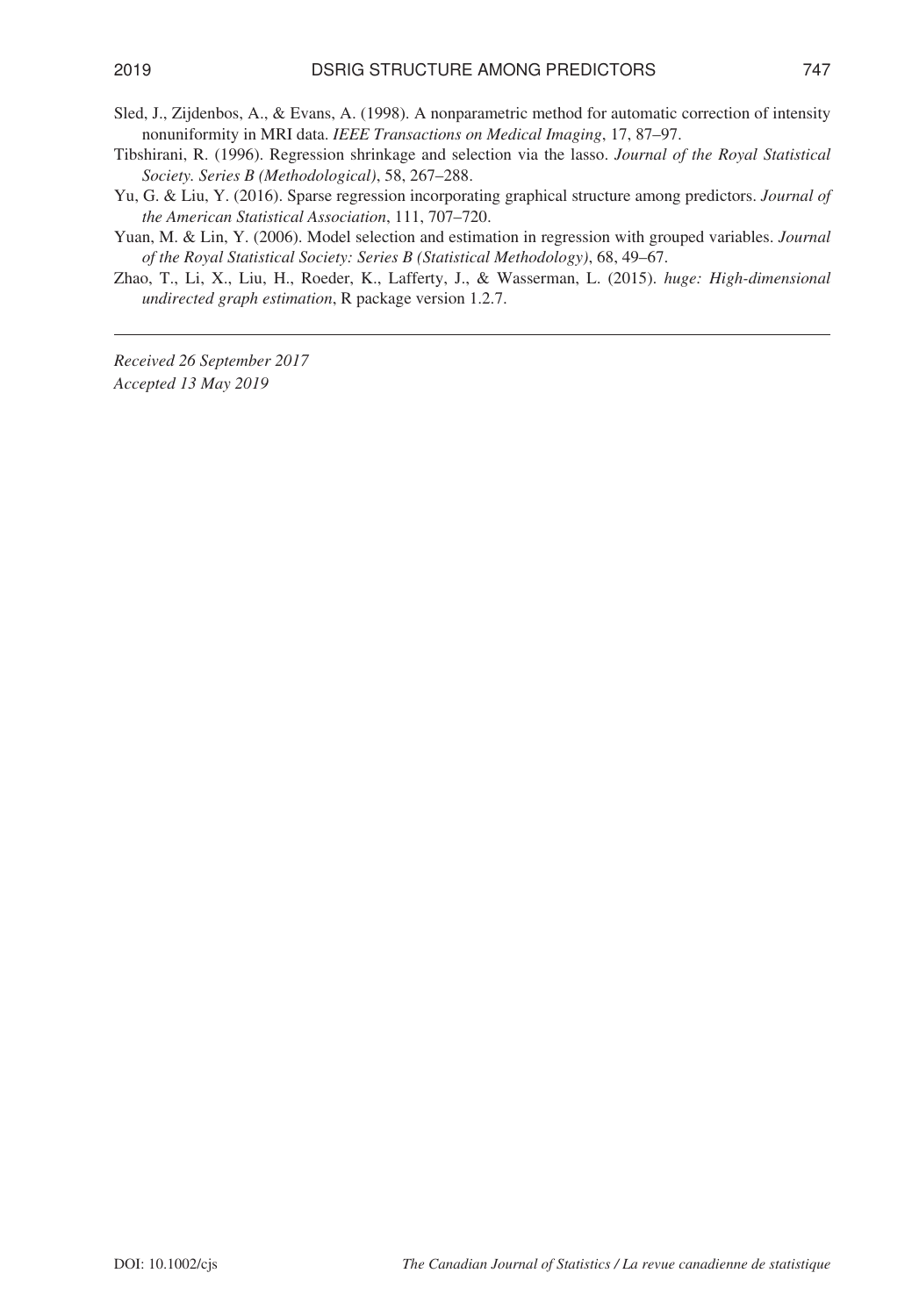Sled, J., Zijdenbos, A., & Evans, A. (1998). A nonparametric method for automatic correction of intensity nonuniformity in MRI data. *IEEE Transactions on Medical Imaging*, 17, 87–97.

Tibshirani, R. (1996). Regression shrinkage and selection via the lasso. *Journal of the Royal Statistical Society. Series B (Methodological)*, 58, 267–288.

Yu, G. & Liu, Y. (2016). Sparse regression incorporating graphical structure among predictors. *Journal of the American Statistical Association*, 111, 707–720.

Yuan, M. & Lin, Y. (2006). Model selection and estimation in regression with grouped variables. *Journal of the Royal Statistical Society: Series B (Statistical Methodology)*, 68, 49–67.

Zhao, T., Li, X., Liu, H., Roeder, K., Lafferty, J., & Wasserman, L. (2015). *huge: High-dimensional undirected graph estimation*, R package version 1.2.7.

---

*Received 26 September 2017*
*Accepted 13 May 2019*